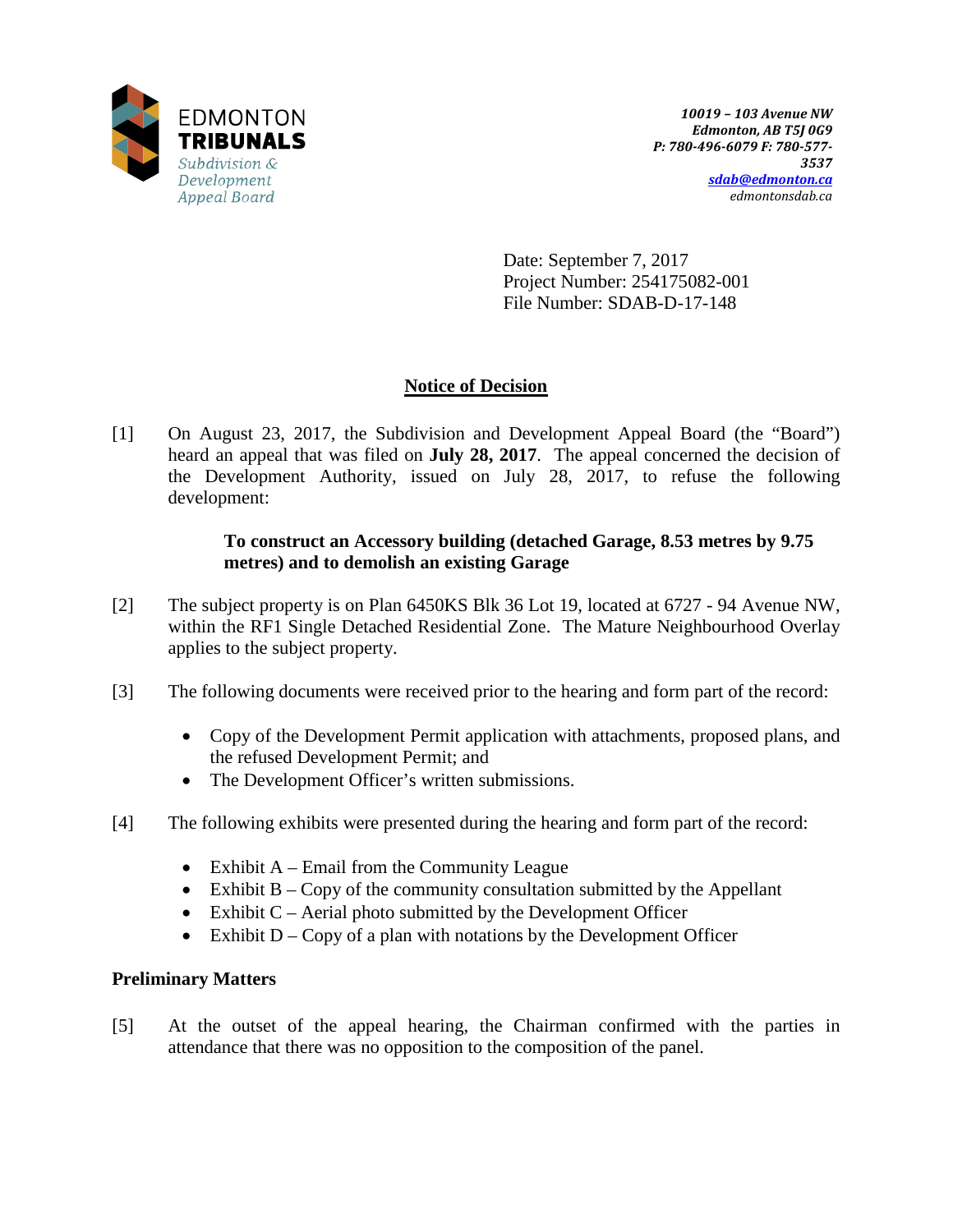EDMONTON
**TRIBUNALS**
*Subdivision & Development Appeal Board*

***10019 – 103 Avenue NW***
***Edmonton, AB T5J 0G9***
***P: 780-496-6079 F: 780-577-3537***
***sdab@edmonton.ca***
*edmontonsdab.ca*

Date: September 7, 2017
Project Number: 254175082-001
File Number: SDAB-D-17-148

## Notice of Decision

[1] On August 23, 2017, the Subdivision and Development Appeal Board (the "Board") heard an appeal that was filed on **July 28, 2017**. The appeal concerned the decision of the Development Authority, issued on July 28, 2017, to refuse the following development:

> **To construct an Accessory building (detached Garage, 8.53 metres by 9.75 metres) and to demolish an existing Garage**

[2] The subject property is on Plan 6450KS Blk 36 Lot 19, located at 6727 - 94 Avenue NW, within the RF1 Single Detached Residential Zone. The Mature Neighbourhood Overlay applies to the subject property.

[3] The following documents were received prior to the hearing and form part of the record:

- Copy of the Development Permit application with attachments, proposed plans, and the refused Development Permit; and
- The Development Officer's written submissions.

[4] The following exhibits were presented during the hearing and form part of the record:

- Exhibit A – Email from the Community League
- Exhibit B – Copy of the community consultation submitted by the Appellant
- Exhibit C – Aerial photo submitted by the Development Officer
- Exhibit D – Copy of a plan with notations by the Development Officer

### Preliminary Matters

[5] At the outset of the appeal hearing, the Chairman confirmed with the parties in attendance that there was no opposition to the composition of the panel.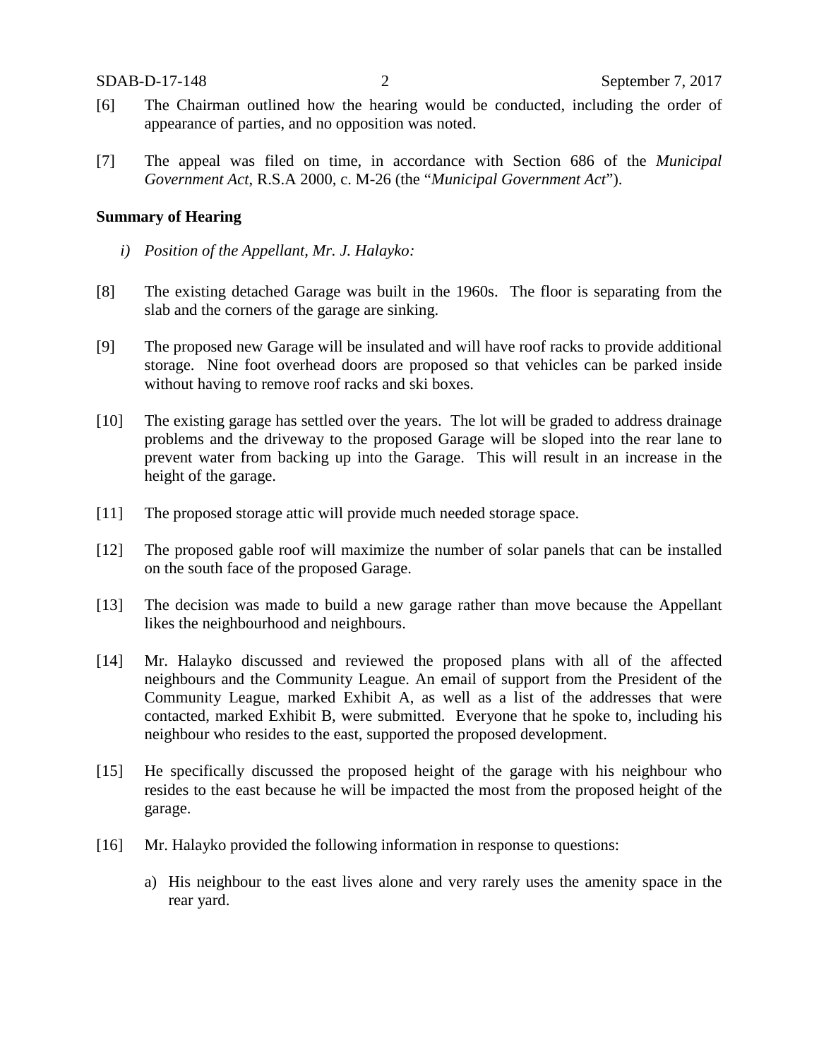[6] The Chairman outlined how the hearing would be conducted, including the order of appearance of parties, and no opposition was noted.

[7] The appeal was filed on time, in accordance with Section 686 of the *Municipal Government Act*, R.S.A 2000, c. M-26 (the "*Municipal Government Act*").

**Summary of Hearing**

*i) Position of the Appellant, Mr. J. Halayko:*

[8] The existing detached Garage was built in the 1960s. The floor is separating from the slab and the corners of the garage are sinking.

[9] The proposed new Garage will be insulated and will have roof racks to provide additional storage. Nine foot overhead doors are proposed so that vehicles can be parked inside without having to remove roof racks and ski boxes.

[10] The existing garage has settled over the years. The lot will be graded to address drainage problems and the driveway to the proposed Garage will be sloped into the rear lane to prevent water from backing up into the Garage. This will result in an increase in the height of the garage.

[11] The proposed storage attic will provide much needed storage space.

[12] The proposed gable roof will maximize the number of solar panels that can be installed on the south face of the proposed Garage.

[13] The decision was made to build a new garage rather than move because the Appellant likes the neighbourhood and neighbours.

[14] Mr. Halayko discussed and reviewed the proposed plans with all of the affected neighbours and the Community League. An email of support from the President of the Community League, marked Exhibit A, as well as a list of the addresses that were contacted, marked Exhibit B, were submitted. Everyone that he spoke to, including his neighbour who resides to the east, supported the proposed development.

[15] He specifically discussed the proposed height of the garage with his neighbour who resides to the east because he will be impacted the most from the proposed height of the garage.

[16] Mr. Halayko provided the following information in response to questions:

a) His neighbour to the east lives alone and very rarely uses the amenity space in the rear yard.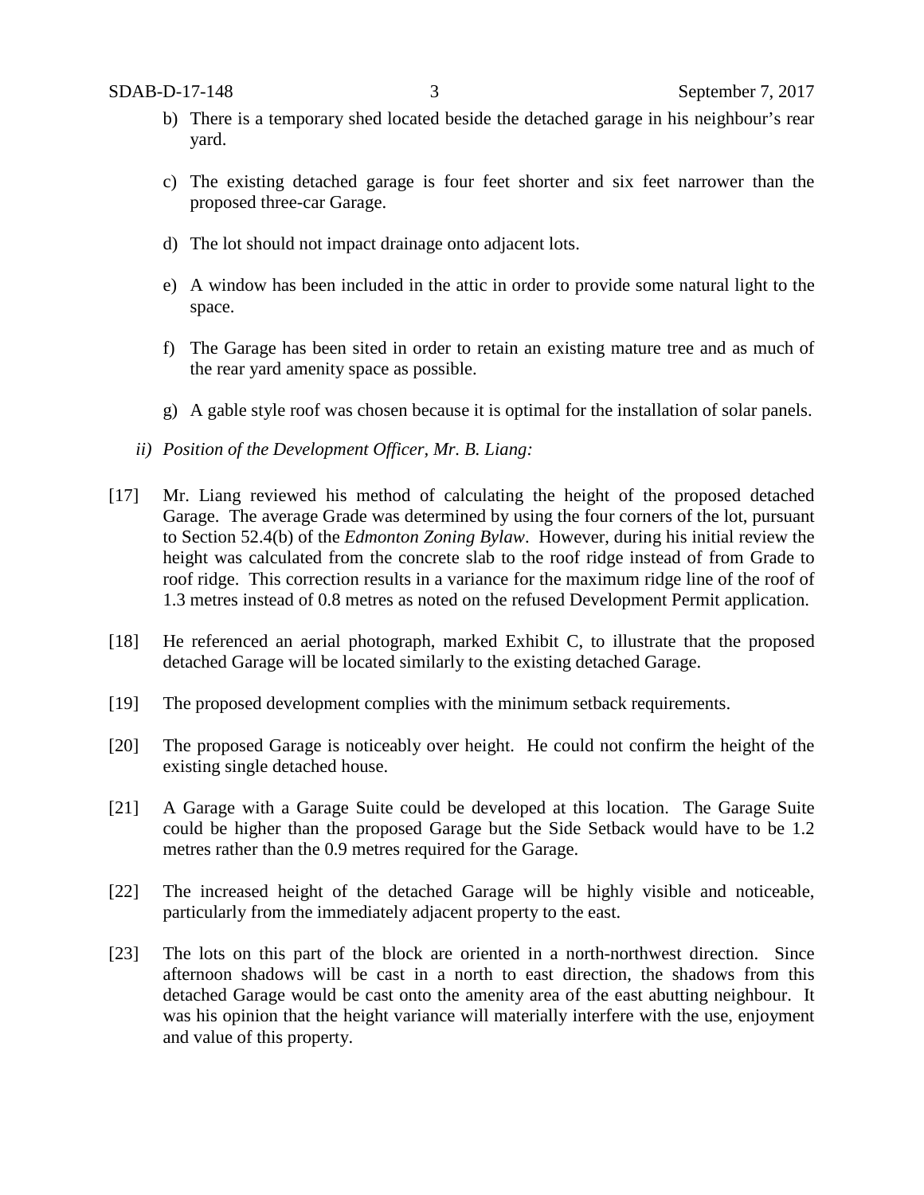b) There is a temporary shed located beside the detached garage in his neighbour's rear yard.

c) The existing detached garage is four feet shorter and six feet narrower than the proposed three-car Garage.

d) The lot should not impact drainage onto adjacent lots.

e) A window has been included in the attic in order to provide some natural light to the space.

f) The Garage has been sited in order to retain an existing mature tree and as much of the rear yard amenity space as possible.

g) A gable style roof was chosen because it is optimal for the installation of solar panels.

*ii) Position of the Development Officer, Mr. B. Liang:*

[17] Mr. Liang reviewed his method of calculating the height of the proposed detached Garage. The average Grade was determined by using the four corners of the lot, pursuant to Section 52.4(b) of the *Edmonton Zoning Bylaw*. However, during his initial review the height was calculated from the concrete slab to the roof ridge instead of from Grade to roof ridge. This correction results in a variance for the maximum ridge line of the roof of 1.3 metres instead of 0.8 metres as noted on the refused Development Permit application.

[18] He referenced an aerial photograph, marked Exhibit C, to illustrate that the proposed detached Garage will be located similarly to the existing detached Garage.

[19] The proposed development complies with the minimum setback requirements.

[20] The proposed Garage is noticeably over height. He could not confirm the height of the existing single detached house.

[21] A Garage with a Garage Suite could be developed at this location. The Garage Suite could be higher than the proposed Garage but the Side Setback would have to be 1.2 metres rather than the 0.9 metres required for the Garage.

[22] The increased height of the detached Garage will be highly visible and noticeable, particularly from the immediately adjacent property to the east.

[23] The lots on this part of the block are oriented in a north-northwest direction. Since afternoon shadows will be cast in a north to east direction, the shadows from this detached Garage would be cast onto the amenity area of the east abutting neighbour. It was his opinion that the height variance will materially interfere with the use, enjoyment and value of this property.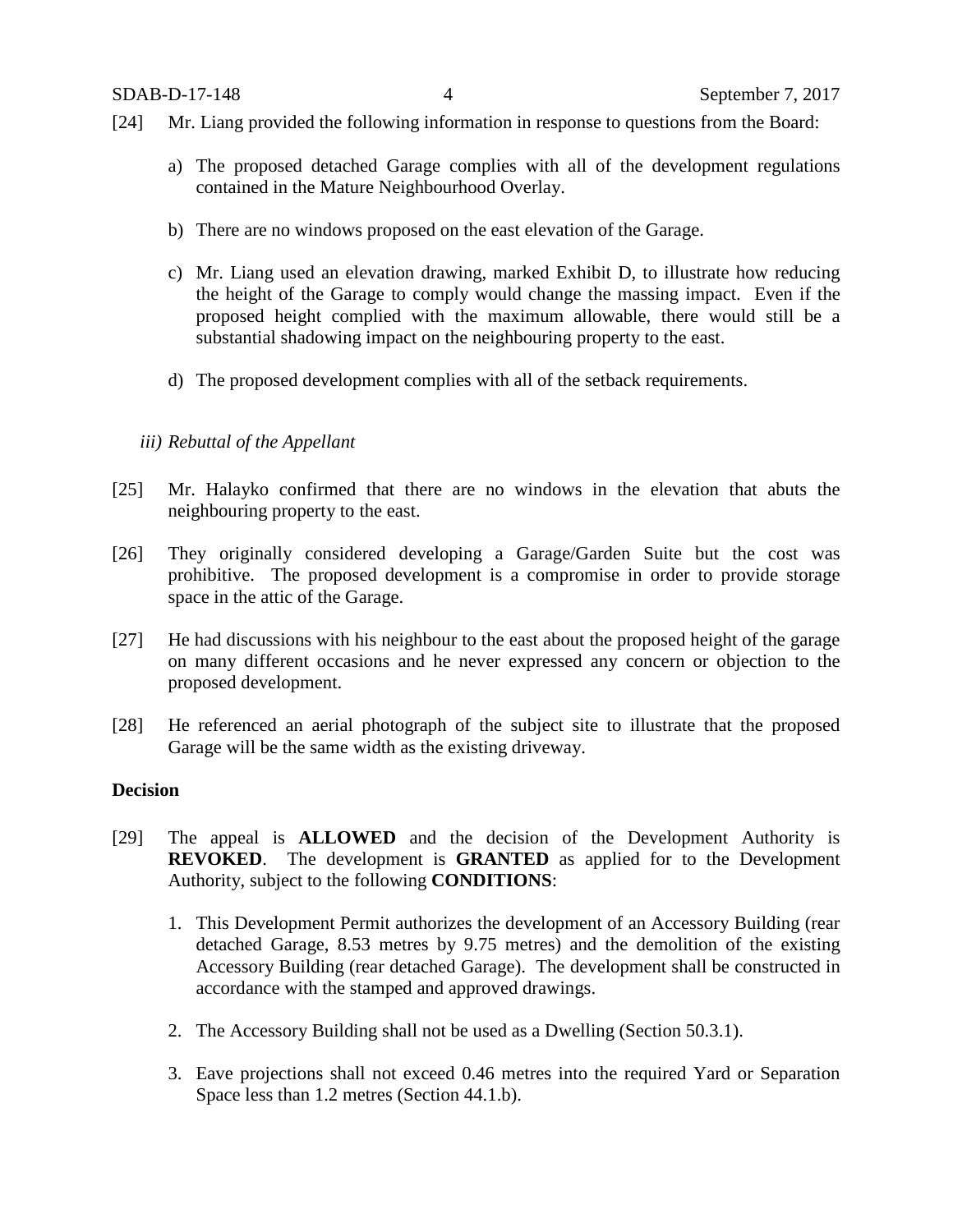[24] Mr. Liang provided the following information in response to questions from the Board:

a) The proposed detached Garage complies with all of the development regulations contained in the Mature Neighbourhood Overlay.

b) There are no windows proposed on the east elevation of the Garage.

c) Mr. Liang used an elevation drawing, marked Exhibit D, to illustrate how reducing the height of the Garage to comply would change the massing impact. Even if the proposed height complied with the maximum allowable, there would still be a substantial shadowing impact on the neighbouring property to the east.

d) The proposed development complies with all of the setback requirements.

*iii) Rebuttal of the Appellant*

[25] Mr. Halayko confirmed that there are no windows in the elevation that abuts the neighbouring property to the east.

[26] They originally considered developing a Garage/Garden Suite but the cost was prohibitive. The proposed development is a compromise in order to provide storage space in the attic of the Garage.

[27] He had discussions with his neighbour to the east about the proposed height of the garage on many different occasions and he never expressed any concern or objection to the proposed development.

[28] He referenced an aerial photograph of the subject site to illustrate that the proposed Garage will be the same width as the existing driveway.

**Decision**

[29] The appeal is **ALLOWED** and the decision of the Development Authority is **REVOKED**. The development is **GRANTED** as applied for to the Development Authority, subject to the following **CONDITIONS**:

1. This Development Permit authorizes the development of an Accessory Building (rear detached Garage, 8.53 metres by 9.75 metres) and the demolition of the existing Accessory Building (rear detached Garage). The development shall be constructed in accordance with the stamped and approved drawings.

2. The Accessory Building shall not be used as a Dwelling (Section 50.3.1).

3. Eave projections shall not exceed 0.46 metres into the required Yard or Separation Space less than 1.2 metres (Section 44.1.b).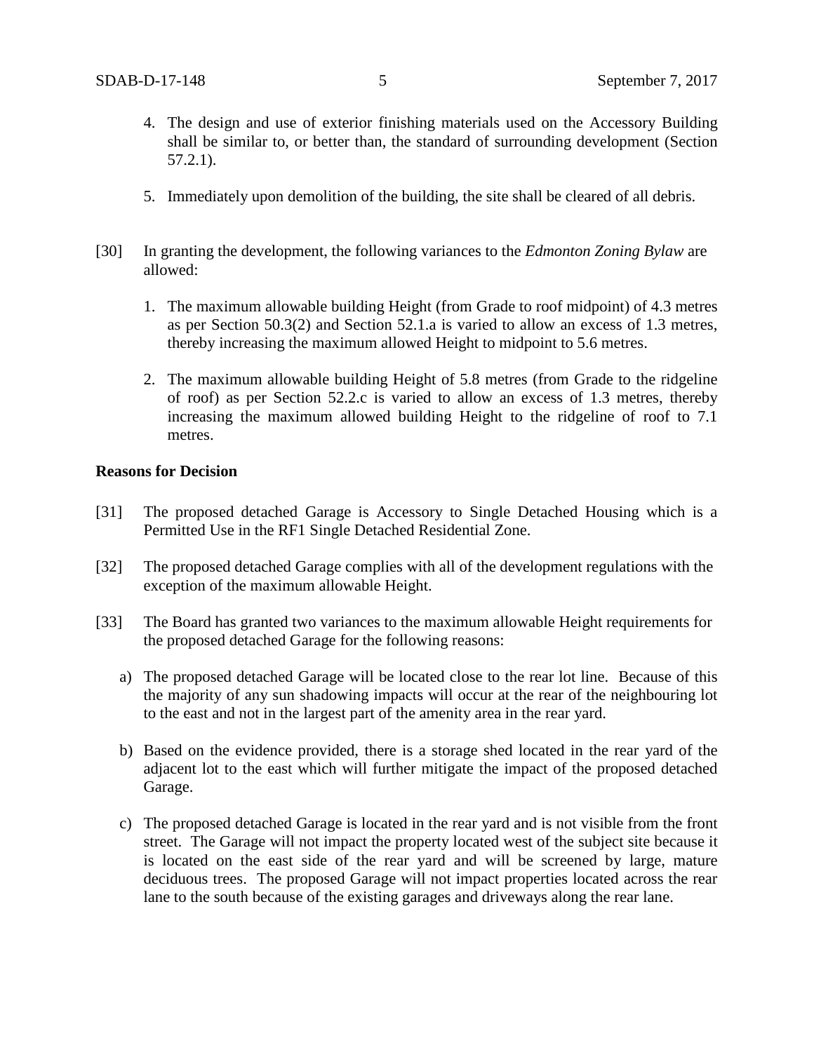4. The design and use of exterior finishing materials used on the Accessory Building shall be similar to, or better than, the standard of surrounding development (Section 57.2.1).

5. Immediately upon demolition of the building, the site shall be cleared of all debris.

[30] In granting the development, the following variances to the *Edmonton Zoning Bylaw* are allowed:

1. The maximum allowable building Height (from Grade to roof midpoint) of 4.3 metres as per Section 50.3(2) and Section 52.1.a is varied to allow an excess of 1.3 metres, thereby increasing the maximum allowed Height to midpoint to 5.6 metres.

2. The maximum allowable building Height of 5.8 metres (from Grade to the ridgeline of roof) as per Section 52.2.c is varied to allow an excess of 1.3 metres, thereby increasing the maximum allowed building Height to the ridgeline of roof to 7.1 metres.

**Reasons for Decision**

[31] The proposed detached Garage is Accessory to Single Detached Housing which is a Permitted Use in the RF1 Single Detached Residential Zone.

[32] The proposed detached Garage complies with all of the development regulations with the exception of the maximum allowable Height.

[33] The Board has granted two variances to the maximum allowable Height requirements for the proposed detached Garage for the following reasons:

a) The proposed detached Garage will be located close to the rear lot line. Because of this the majority of any sun shadowing impacts will occur at the rear of the neighbouring lot to the east and not in the largest part of the amenity area in the rear yard.

b) Based on the evidence provided, there is a storage shed located in the rear yard of the adjacent lot to the east which will further mitigate the impact of the proposed detached Garage.

c) The proposed detached Garage is located in the rear yard and is not visible from the front street. The Garage will not impact the property located west of the subject site because it is located on the east side of the rear yard and will be screened by large, mature deciduous trees. The proposed Garage will not impact properties located across the rear lane to the south because of the existing garages and driveways along the rear lane.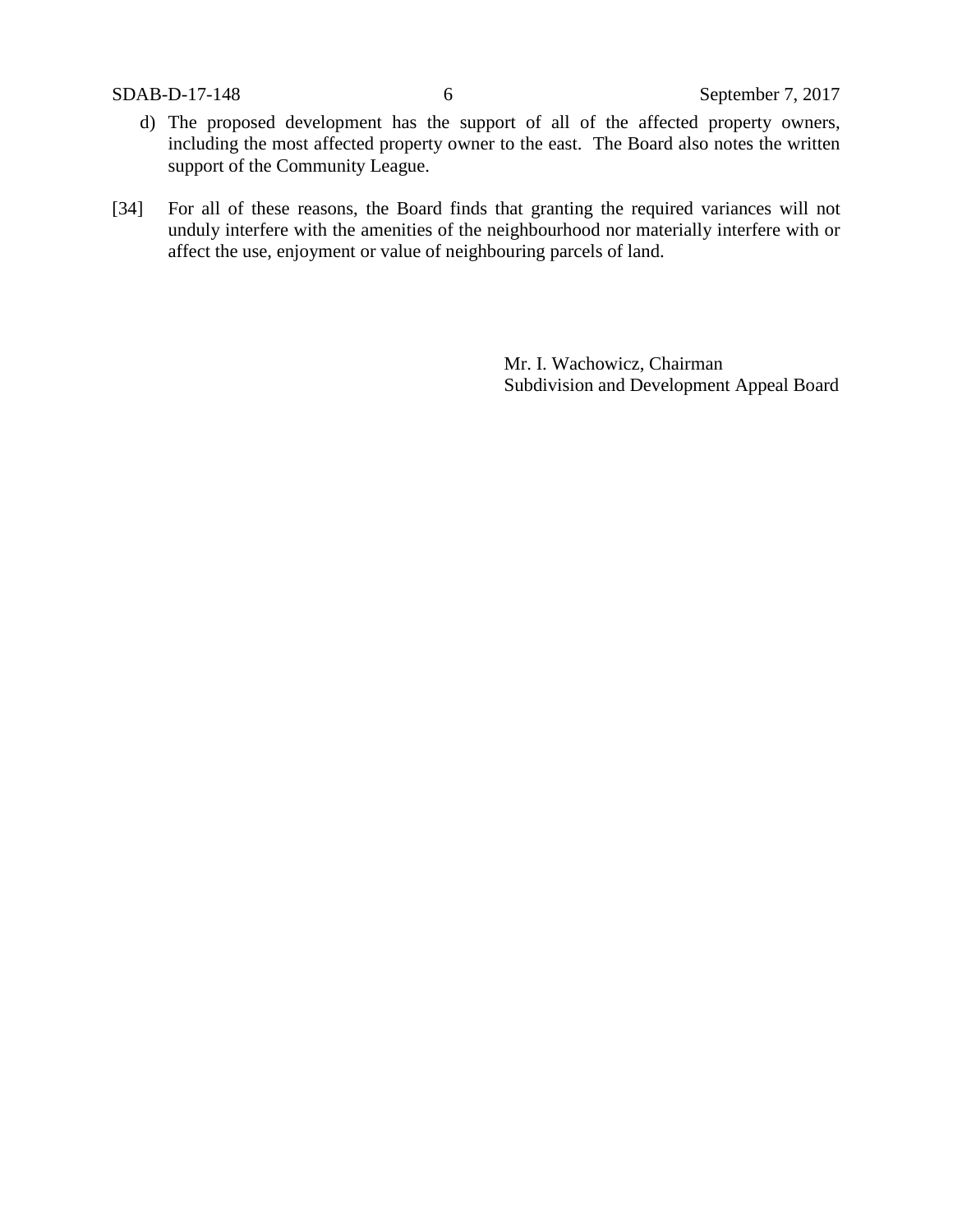d) The proposed development has the support of all of the affected property owners, including the most affected property owner to the east. The Board also notes the written support of the Community League.

[34] For all of these reasons, the Board finds that granting the required variances will not unduly interfere with the amenities of the neighbourhood nor materially interfere with or affect the use, enjoyment or value of neighbouring parcels of land.

Mr. I. Wachowicz, Chairman
Subdivision and Development Appeal Board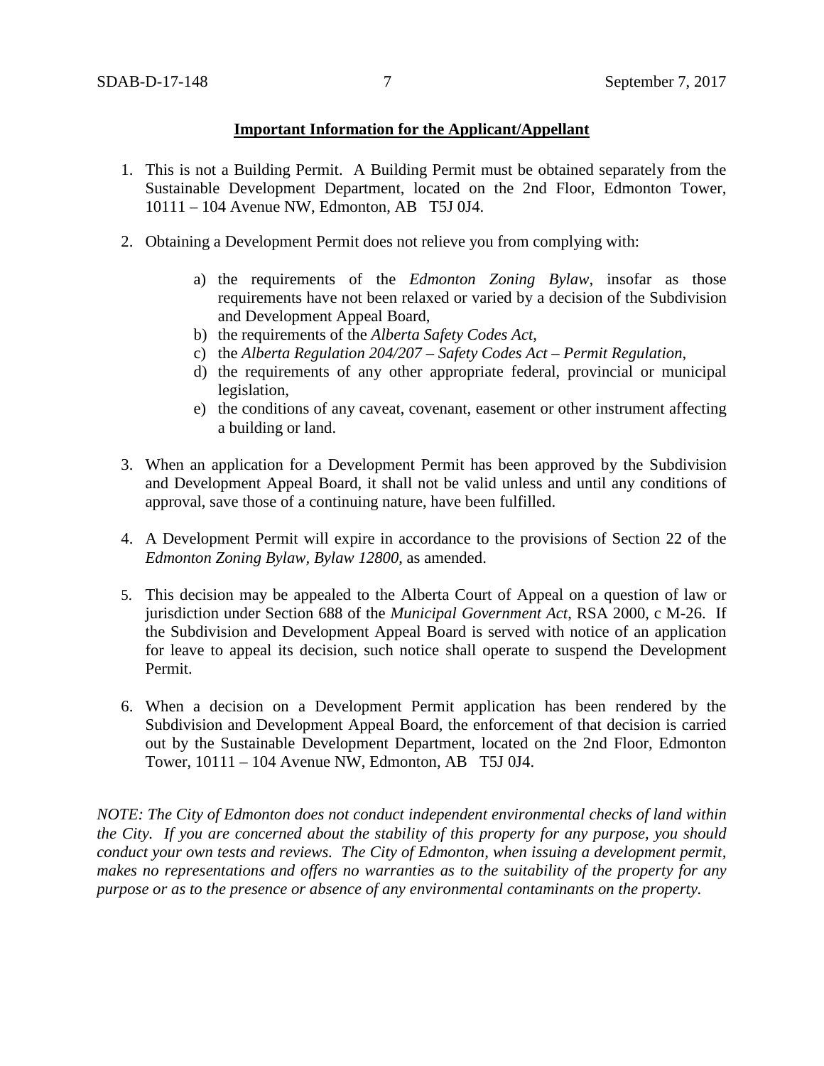**Important Information for the Applicant/Appellant**

1. This is not a Building Permit. A Building Permit must be obtained separately from the Sustainable Development Department, located on the 2nd Floor, Edmonton Tower, 10111 – 104 Avenue NW, Edmonton, AB T5J 0J4.

2. Obtaining a Development Permit does not relieve you from complying with:

    a) the requirements of the *Edmonton Zoning Bylaw*, insofar as those requirements have not been relaxed or varied by a decision of the Subdivision and Development Appeal Board,
    b) the requirements of the *Alberta Safety Codes Act*,
    c) the *Alberta Regulation 204/207 – Safety Codes Act – Permit Regulation*,
    d) the requirements of any other appropriate federal, provincial or municipal legislation,
    e) the conditions of any caveat, covenant, easement or other instrument affecting a building or land.

3. When an application for a Development Permit has been approved by the Subdivision and Development Appeal Board, it shall not be valid unless and until any conditions of approval, save those of a continuing nature, have been fulfilled.

4. A Development Permit will expire in accordance to the provisions of Section 22 of the *Edmonton Zoning Bylaw, Bylaw 12800*, as amended.

5. This decision may be appealed to the Alberta Court of Appeal on a question of law or jurisdiction under Section 688 of the *Municipal Government Act*, RSA 2000, c M-26. If the Subdivision and Development Appeal Board is served with notice of an application for leave to appeal its decision, such notice shall operate to suspend the Development Permit.

6. When a decision on a Development Permit application has been rendered by the Subdivision and Development Appeal Board, the enforcement of that decision is carried out by the Sustainable Development Department, located on the 2nd Floor, Edmonton Tower, 10111 – 104 Avenue NW, Edmonton, AB T5J 0J4.

*NOTE: The City of Edmonton does not conduct independent environmental checks of land within the City. If you are concerned about the stability of this property for any purpose, you should conduct your own tests and reviews. The City of Edmonton, when issuing a development permit, makes no representations and offers no warranties as to the suitability of the property for any purpose or as to the presence or absence of any environmental contaminants on the property.*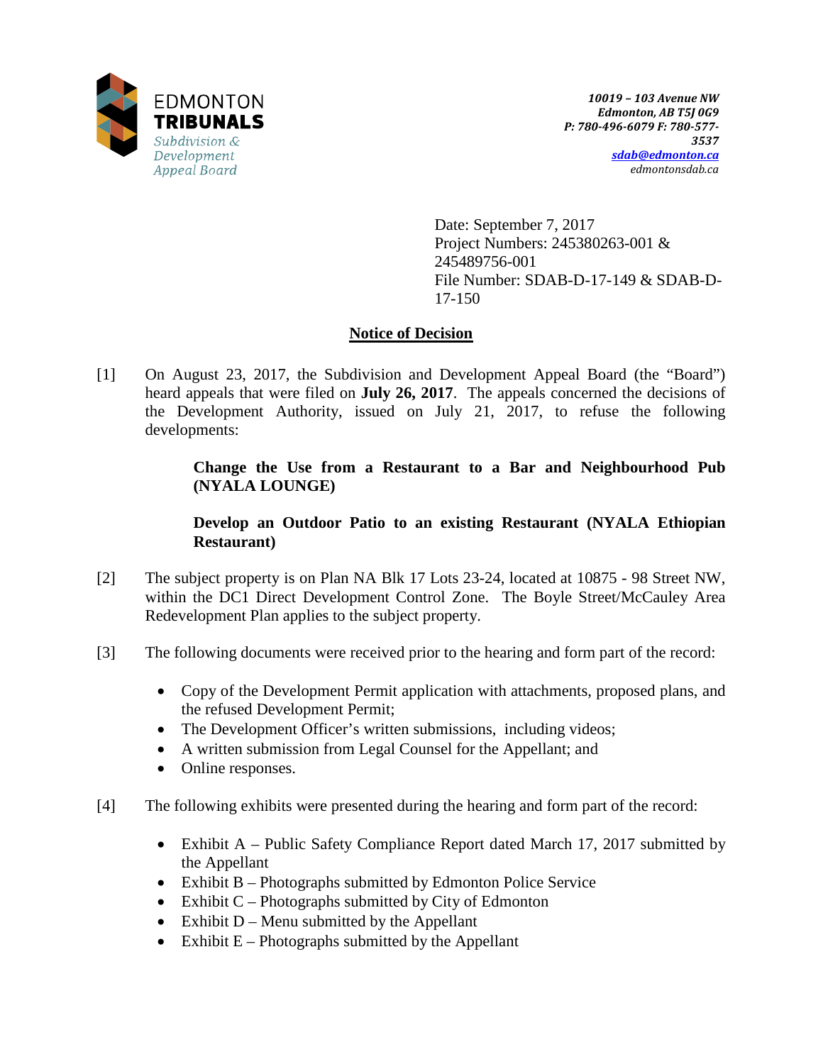EDMONTON
**TRIBUNALS**
*Subdivision & Development Appeal Board*

*10019 – 103 Avenue NW*
*Edmonton, AB T5J 0G9*
*P: 780-496-6079 F: 780-577-3537*
*sdab@edmonton.ca*
*edmontonsdab.ca*

Date: September 7, 2017
Project Numbers: 245380263-001 & 245489756-001
File Number: SDAB-D-17-149 & SDAB-D-17-150

## Notice of Decision

[1] On August 23, 2017, the Subdivision and Development Appeal Board (the "Board") heard appeals that were filed on **July 26, 2017**. The appeals concerned the decisions of the Development Authority, issued on July 21, 2017, to refuse the following developments:

> **Change the Use from a Restaurant to a Bar and Neighbourhood Pub (NYALA LOUNGE)**
>
> **Develop an Outdoor Patio to an existing Restaurant (NYALA Ethiopian Restaurant)**

[2] The subject property is on Plan NA Blk 17 Lots 23-24, located at 10875 - 98 Street NW, within the DC1 Direct Development Control Zone. The Boyle Street/McCauley Area Redevelopment Plan applies to the subject property.

[3] The following documents were received prior to the hearing and form part of the record:

- Copy of the Development Permit application with attachments, proposed plans, and the refused Development Permit;
- The Development Officer's written submissions, including videos;
- A written submission from Legal Counsel for the Appellant; and
- Online responses.

[4] The following exhibits were presented during the hearing and form part of the record:

- Exhibit A – Public Safety Compliance Report dated March 17, 2017 submitted by the Appellant
- Exhibit B – Photographs submitted by Edmonton Police Service
- Exhibit C – Photographs submitted by City of Edmonton
- Exhibit D – Menu submitted by the Appellant
- Exhibit E – Photographs submitted by the Appellant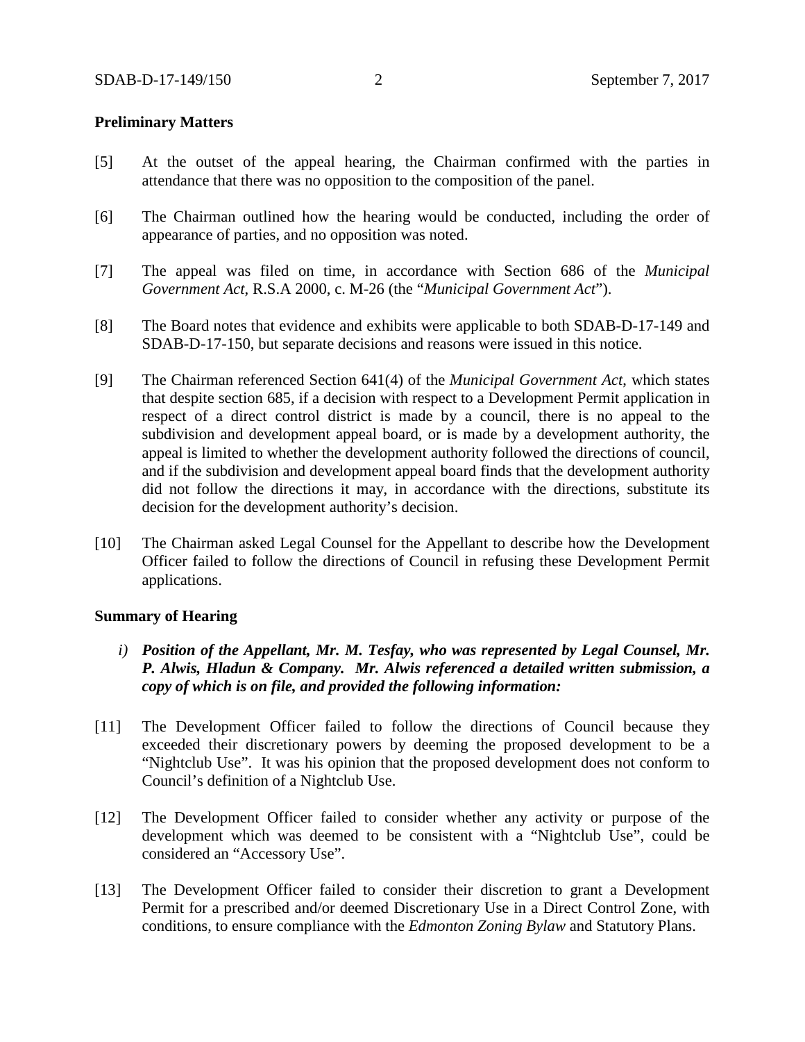**Preliminary Matters**

[5] At the outset of the appeal hearing, the Chairman confirmed with the parties in attendance that there was no opposition to the composition of the panel.

[6] The Chairman outlined how the hearing would be conducted, including the order of appearance of parties, and no opposition was noted.

[7] The appeal was filed on time, in accordance with Section 686 of the *Municipal Government Act*, R.S.A 2000, c. M-26 (the "*Municipal Government Act*").

[8] The Board notes that evidence and exhibits were applicable to both SDAB-D-17-149 and SDAB-D-17-150, but separate decisions and reasons were issued in this notice.

[9] The Chairman referenced Section 641(4) of the *Municipal Government Act*, which states that despite section 685, if a decision with respect to a Development Permit application in respect of a direct control district is made by a council, there is no appeal to the subdivision and development appeal board, or is made by a development authority, the appeal is limited to whether the development authority followed the directions of council, and if the subdivision and development appeal board finds that the development authority did not follow the directions it may, in accordance with the directions, substitute its decision for the development authority's decision.

[10] The Chairman asked Legal Counsel for the Appellant to describe how the Development Officer failed to follow the directions of Council in refusing these Development Permit applications.

**Summary of Hearing**

*i) **Position of the Appellant, Mr. M. Tesfay, who was represented by Legal Counsel, Mr. P. Alwis, Hladun & Company. Mr. Alwis referenced a detailed written submission, a copy of which is on file, and provided the following information:***

[11] The Development Officer failed to follow the directions of Council because they exceeded their discretionary powers by deeming the proposed development to be a "Nightclub Use". It was his opinion that the proposed development does not conform to Council's definition of a Nightclub Use.

[12] The Development Officer failed to consider whether any activity or purpose of the development which was deemed to be consistent with a "Nightclub Use", could be considered an "Accessory Use".

[13] The Development Officer failed to consider their discretion to grant a Development Permit for a prescribed and/or deemed Discretionary Use in a Direct Control Zone, with conditions, to ensure compliance with the *Edmonton Zoning Bylaw* and Statutory Plans.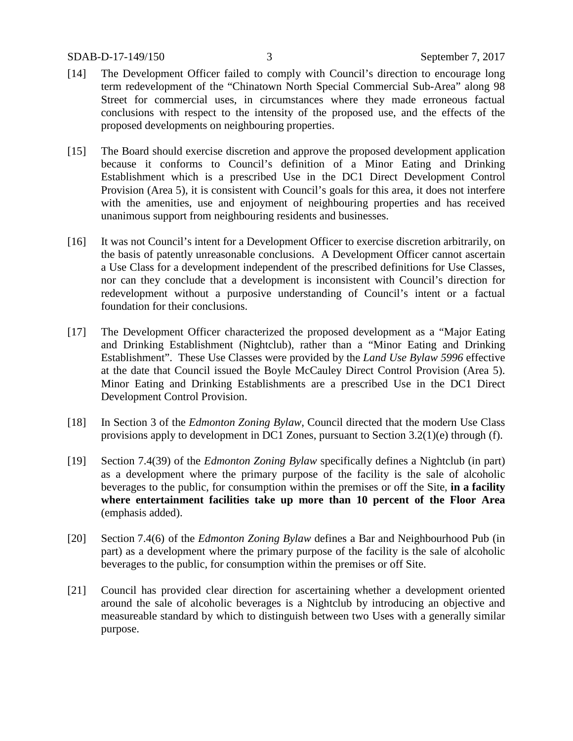[14] The Development Officer failed to comply with Council's direction to encourage long term redevelopment of the "Chinatown North Special Commercial Sub-Area" along 98 Street for commercial uses, in circumstances where they made erroneous factual conclusions with respect to the intensity of the proposed use, and the effects of the proposed developments on neighbouring properties.

[15] The Board should exercise discretion and approve the proposed development application because it conforms to Council's definition of a Minor Eating and Drinking Establishment which is a prescribed Use in the DC1 Direct Development Control Provision (Area 5), it is consistent with Council's goals for this area, it does not interfere with the amenities, use and enjoyment of neighbouring properties and has received unanimous support from neighbouring residents and businesses.

[16] It was not Council's intent for a Development Officer to exercise discretion arbitrarily, on the basis of patently unreasonable conclusions. A Development Officer cannot ascertain a Use Class for a development independent of the prescribed definitions for Use Classes, nor can they conclude that a development is inconsistent with Council's direction for redevelopment without a purposive understanding of Council's intent or a factual foundation for their conclusions.

[17] The Development Officer characterized the proposed development as a "Major Eating and Drinking Establishment (Nightclub), rather than a "Minor Eating and Drinking Establishment". These Use Classes were provided by the *Land Use Bylaw 5996* effective at the date that Council issued the Boyle McCauley Direct Control Provision (Area 5). Minor Eating and Drinking Establishments are a prescribed Use in the DC1 Direct Development Control Provision.

[18] In Section 3 of the *Edmonton Zoning Bylaw*, Council directed that the modern Use Class provisions apply to development in DC1 Zones, pursuant to Section 3.2(1)(e) through (f).

[19] Section 7.4(39) of the *Edmonton Zoning Bylaw* specifically defines a Nightclub (in part) as a development where the primary purpose of the facility is the sale of alcoholic beverages to the public, for consumption within the premises or off the Site, **in a facility where entertainment facilities take up more than 10 percent of the Floor Area** (emphasis added).

[20] Section 7.4(6) of the *Edmonton Zoning Bylaw* defines a Bar and Neighbourhood Pub (in part) as a development where the primary purpose of the facility is the sale of alcoholic beverages to the public, for consumption within the premises or off Site.

[21] Council has provided clear direction for ascertaining whether a development oriented around the sale of alcoholic beverages is a Nightclub by introducing an objective and measureable standard by which to distinguish between two Uses with a generally similar purpose.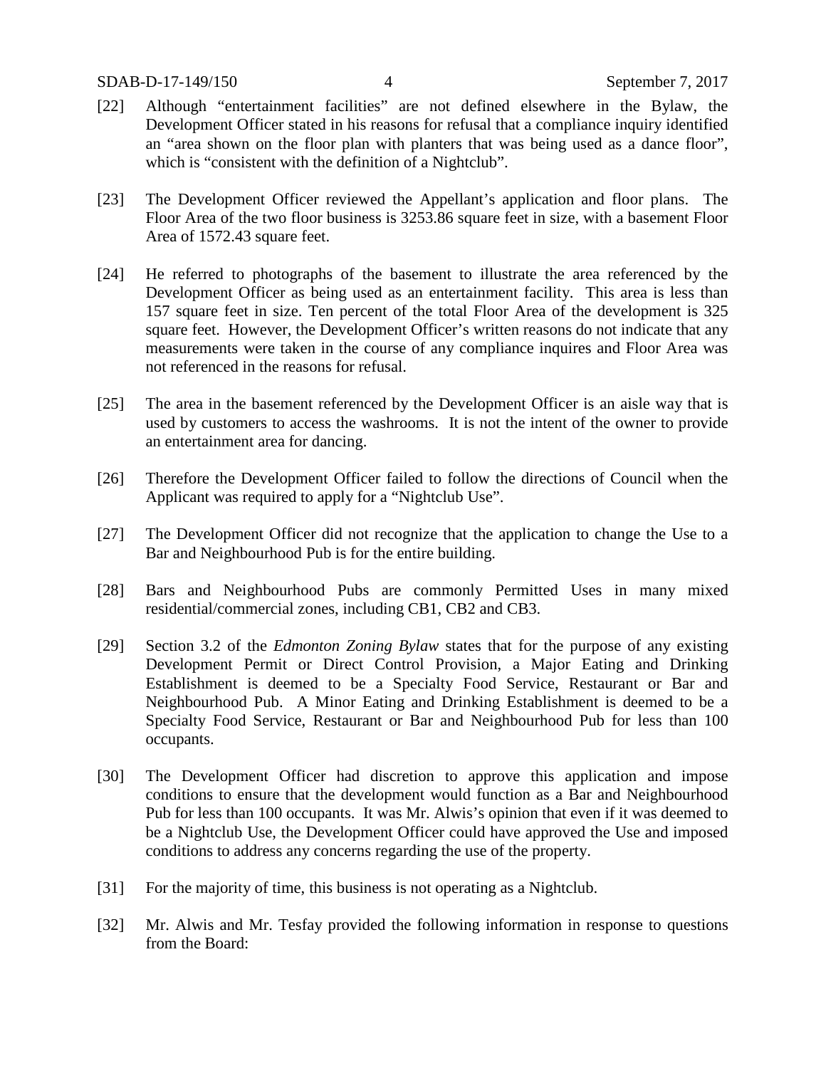[22] Although "entertainment facilities" are not defined elsewhere in the Bylaw, the Development Officer stated in his reasons for refusal that a compliance inquiry identified an "area shown on the floor plan with planters that was being used as a dance floor", which is "consistent with the definition of a Nightclub".

[23] The Development Officer reviewed the Appellant's application and floor plans. The Floor Area of the two floor business is 3253.86 square feet in size, with a basement Floor Area of 1572.43 square feet.

[24] He referred to photographs of the basement to illustrate the area referenced by the Development Officer as being used as an entertainment facility. This area is less than 157 square feet in size. Ten percent of the total Floor Area of the development is 325 square feet. However, the Development Officer's written reasons do not indicate that any measurements were taken in the course of any compliance inquires and Floor Area was not referenced in the reasons for refusal.

[25] The area in the basement referenced by the Development Officer is an aisle way that is used by customers to access the washrooms. It is not the intent of the owner to provide an entertainment area for dancing.

[26] Therefore the Development Officer failed to follow the directions of Council when the Applicant was required to apply for a "Nightclub Use".

[27] The Development Officer did not recognize that the application to change the Use to a Bar and Neighbourhood Pub is for the entire building.

[28] Bars and Neighbourhood Pubs are commonly Permitted Uses in many mixed residential/commercial zones, including CB1, CB2 and CB3.

[29] Section 3.2 of the *Edmonton Zoning Bylaw* states that for the purpose of any existing Development Permit or Direct Control Provision, a Major Eating and Drinking Establishment is deemed to be a Specialty Food Service, Restaurant or Bar and Neighbourhood Pub. A Minor Eating and Drinking Establishment is deemed to be a Specialty Food Service, Restaurant or Bar and Neighbourhood Pub for less than 100 occupants.

[30] The Development Officer had discretion to approve this application and impose conditions to ensure that the development would function as a Bar and Neighbourhood Pub for less than 100 occupants. It was Mr. Alwis's opinion that even if it was deemed to be a Nightclub Use, the Development Officer could have approved the Use and imposed conditions to address any concerns regarding the use of the property.

[31] For the majority of time, this business is not operating as a Nightclub.

[32] Mr. Alwis and Mr. Tesfay provided the following information in response to questions from the Board: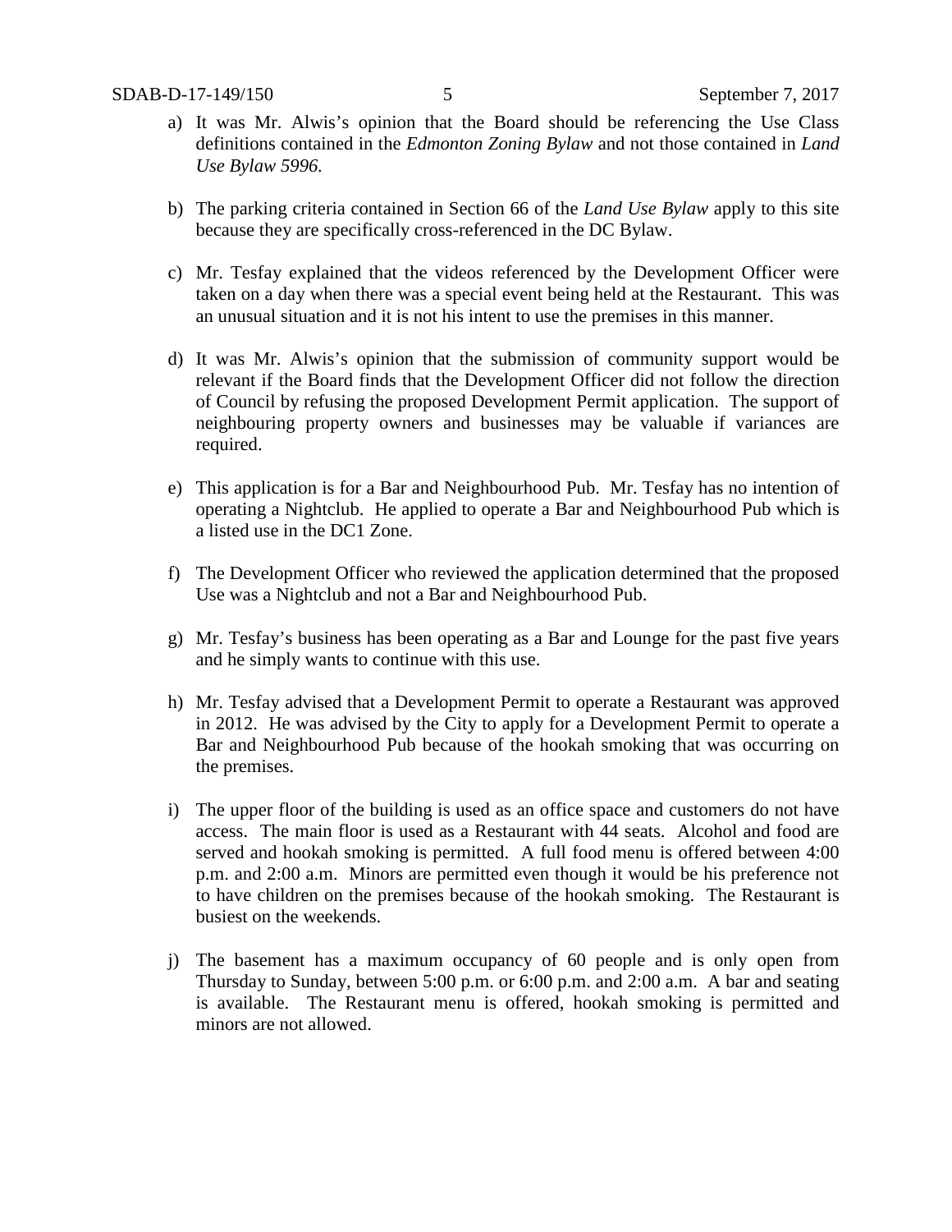a) It was Mr. Alwis's opinion that the Board should be referencing the Use Class definitions contained in the *Edmonton Zoning Bylaw* and not those contained in *Land Use Bylaw 5996*.

b) The parking criteria contained in Section 66 of the *Land Use Bylaw* apply to this site because they are specifically cross-referenced in the DC Bylaw.

c) Mr. Tesfay explained that the videos referenced by the Development Officer were taken on a day when there was a special event being held at the Restaurant. This was an unusual situation and it is not his intent to use the premises in this manner.

d) It was Mr. Alwis's opinion that the submission of community support would be relevant if the Board finds that the Development Officer did not follow the direction of Council by refusing the proposed Development Permit application. The support of neighbouring property owners and businesses may be valuable if variances are required.

e) This application is for a Bar and Neighbourhood Pub. Mr. Tesfay has no intention of operating a Nightclub. He applied to operate a Bar and Neighbourhood Pub which is a listed use in the DC1 Zone.

f) The Development Officer who reviewed the application determined that the proposed Use was a Nightclub and not a Bar and Neighbourhood Pub.

g) Mr. Tesfay's business has been operating as a Bar and Lounge for the past five years and he simply wants to continue with this use.

h) Mr. Tesfay advised that a Development Permit to operate a Restaurant was approved in 2012. He was advised by the City to apply for a Development Permit to operate a Bar and Neighbourhood Pub because of the hookah smoking that was occurring on the premises.

i) The upper floor of the building is used as an office space and customers do not have access. The main floor is used as a Restaurant with 44 seats. Alcohol and food are served and hookah smoking is permitted. A full food menu is offered between 4:00 p.m. and 2:00 a.m. Minors are permitted even though it would be his preference not to have children on the premises because of the hookah smoking. The Restaurant is busiest on the weekends.

j) The basement has a maximum occupancy of 60 people and is only open from Thursday to Sunday, between 5:00 p.m. or 6:00 p.m. and 2:00 a.m. A bar and seating is available. The Restaurant menu is offered, hookah smoking is permitted and minors are not allowed.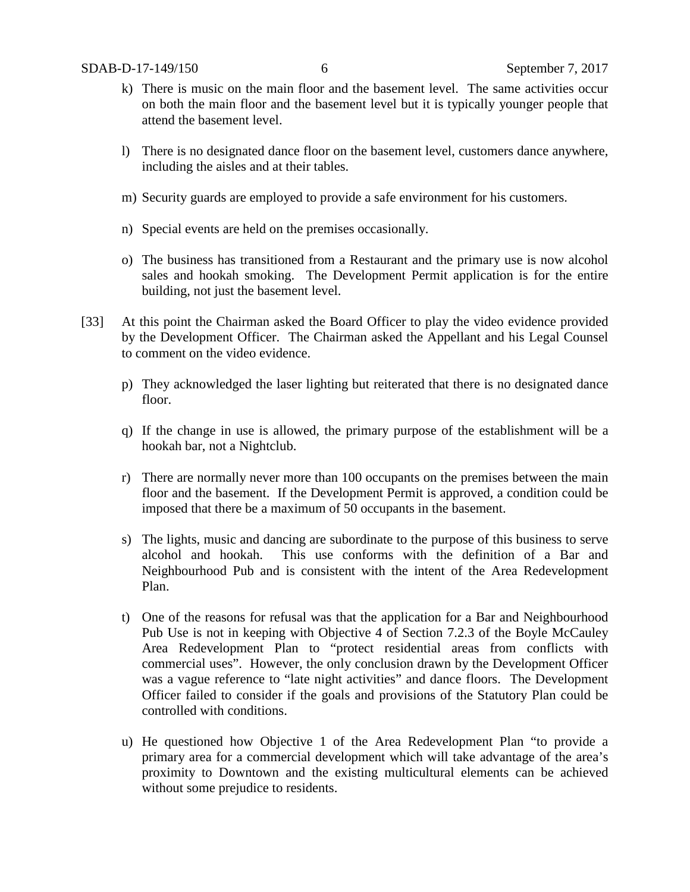k) There is music on the main floor and the basement level. The same activities occur on both the main floor and the basement level but it is typically younger people that attend the basement level.

l) There is no designated dance floor on the basement level, customers dance anywhere, including the aisles and at their tables.

m) Security guards are employed to provide a safe environment for his customers.

n) Special events are held on the premises occasionally.

o) The business has transitioned from a Restaurant and the primary use is now alcohol sales and hookah smoking. The Development Permit application is for the entire building, not just the basement level.

[33] At this point the Chairman asked the Board Officer to play the video evidence provided by the Development Officer. The Chairman asked the Appellant and his Legal Counsel to comment on the video evidence.

p) They acknowledged the laser lighting but reiterated that there is no designated dance floor.

q) If the change in use is allowed, the primary purpose of the establishment will be a hookah bar, not a Nightclub.

r) There are normally never more than 100 occupants on the premises between the main floor and the basement. If the Development Permit is approved, a condition could be imposed that there be a maximum of 50 occupants in the basement.

s) The lights, music and dancing are subordinate to the purpose of this business to serve alcohol and hookah. This use conforms with the definition of a Bar and Neighbourhood Pub and is consistent with the intent of the Area Redevelopment Plan.

t) One of the reasons for refusal was that the application for a Bar and Neighbourhood Pub Use is not in keeping with Objective 4 of Section 7.2.3 of the Boyle McCauley Area Redevelopment Plan to "protect residential areas from conflicts with commercial uses". However, the only conclusion drawn by the Development Officer was a vague reference to "late night activities" and dance floors. The Development Officer failed to consider if the goals and provisions of the Statutory Plan could be controlled with conditions.

u) He questioned how Objective 1 of the Area Redevelopment Plan "to provide a primary area for a commercial development which will take advantage of the area's proximity to Downtown and the existing multicultural elements can be achieved without some prejudice to residents.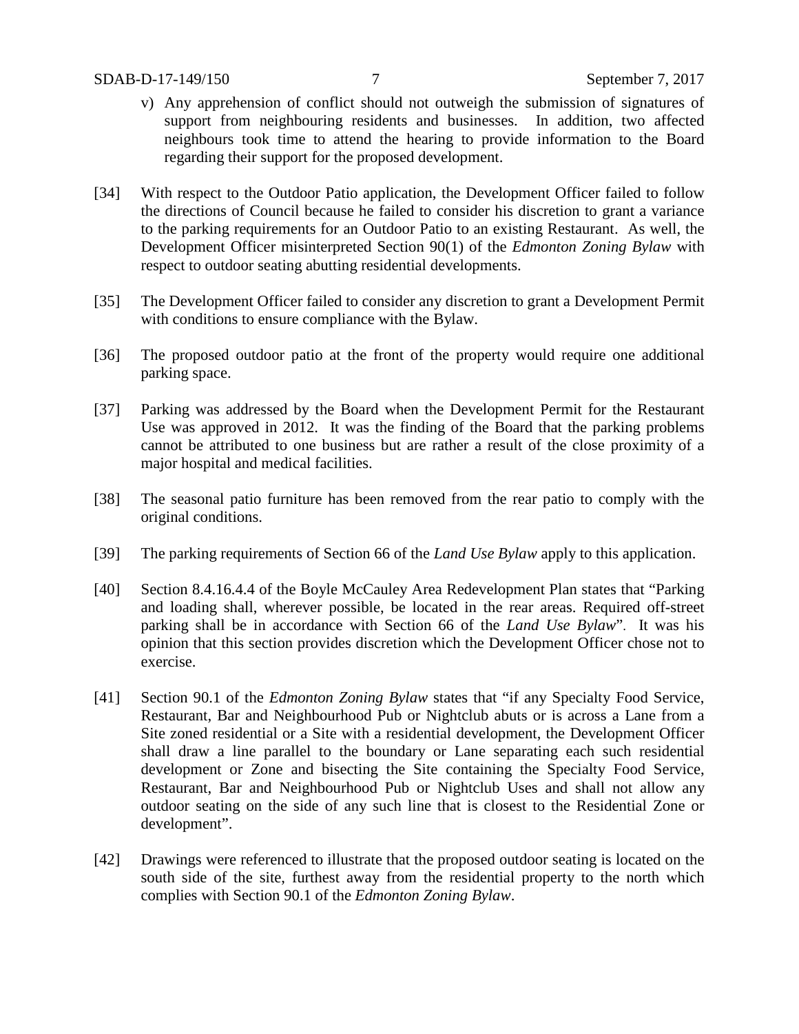v) Any apprehension of conflict should not outweigh the submission of signatures of support from neighbouring residents and businesses. In addition, two affected neighbours took time to attend the hearing to provide information to the Board regarding their support for the proposed development.

[34] With respect to the Outdoor Patio application, the Development Officer failed to follow the directions of Council because he failed to consider his discretion to grant a variance to the parking requirements for an Outdoor Patio to an existing Restaurant. As well, the Development Officer misinterpreted Section 90(1) of the *Edmonton Zoning Bylaw* with respect to outdoor seating abutting residential developments.

[35] The Development Officer failed to consider any discretion to grant a Development Permit with conditions to ensure compliance with the Bylaw.

[36] The proposed outdoor patio at the front of the property would require one additional parking space.

[37] Parking was addressed by the Board when the Development Permit for the Restaurant Use was approved in 2012. It was the finding of the Board that the parking problems cannot be attributed to one business but are rather a result of the close proximity of a major hospital and medical facilities.

[38] The seasonal patio furniture has been removed from the rear patio to comply with the original conditions.

[39] The parking requirements of Section 66 of the *Land Use Bylaw* apply to this application.

[40] Section 8.4.16.4.4 of the Boyle McCauley Area Redevelopment Plan states that "Parking and loading shall, wherever possible, be located in the rear areas. Required off-street parking shall be in accordance with Section 66 of the *Land Use Bylaw*". It was his opinion that this section provides discretion which the Development Officer chose not to exercise.

[41] Section 90.1 of the *Edmonton Zoning Bylaw* states that "if any Specialty Food Service, Restaurant, Bar and Neighbourhood Pub or Nightclub abuts or is across a Lane from a Site zoned residential or a Site with a residential development, the Development Officer shall draw a line parallel to the boundary or Lane separating each such residential development or Zone and bisecting the Site containing the Specialty Food Service, Restaurant, Bar and Neighbourhood Pub or Nightclub Uses and shall not allow any outdoor seating on the side of any such line that is closest to the Residential Zone or development".

[42] Drawings were referenced to illustrate that the proposed outdoor seating is located on the south side of the site, furthest away from the residential property to the north which complies with Section 90.1 of the *Edmonton Zoning Bylaw*.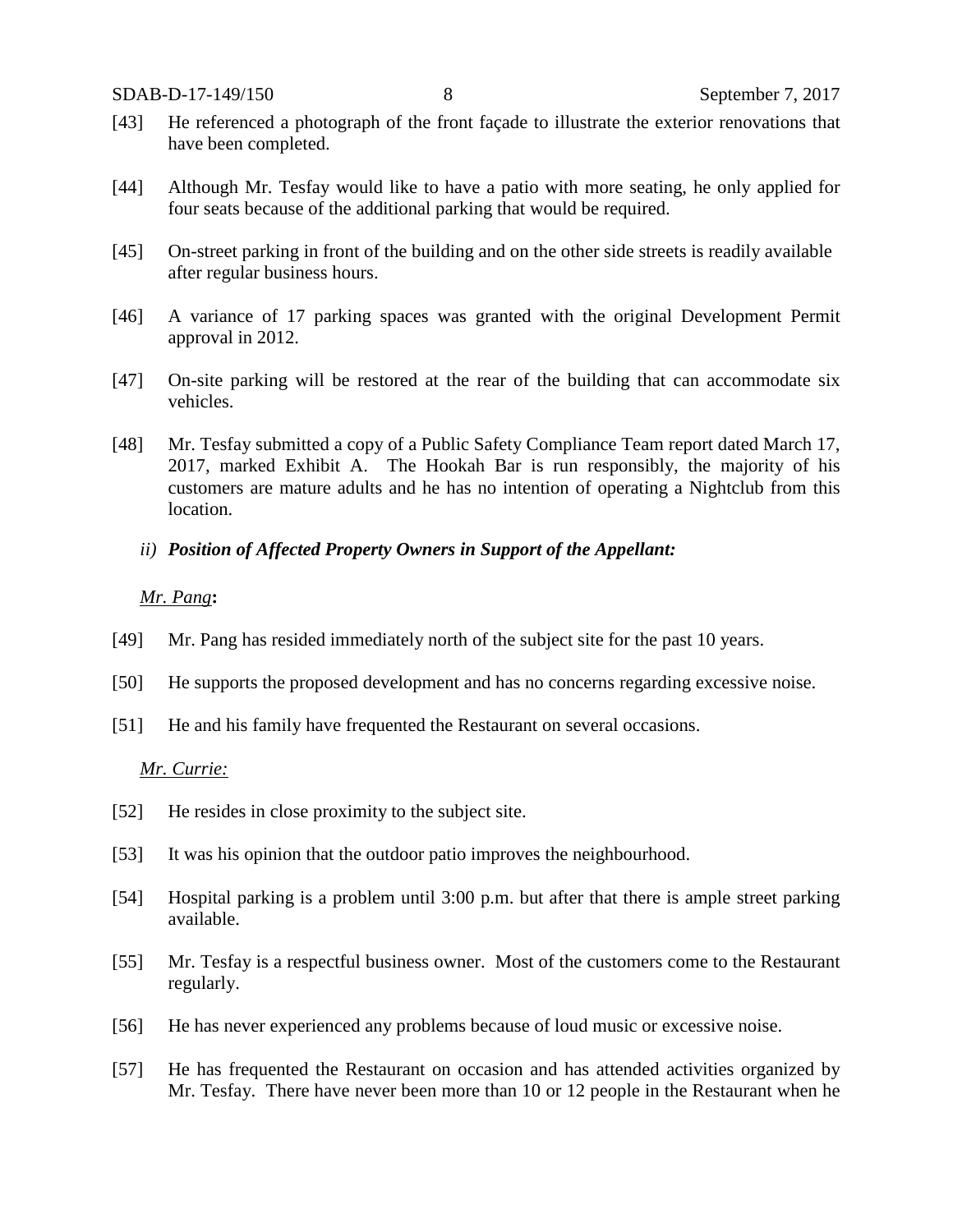[43] He referenced a photograph of the front façade to illustrate the exterior renovations that have been completed.

[44] Although Mr. Tesfay would like to have a patio with more seating, he only applied for four seats because of the additional parking that would be required.

[45] On-street parking in front of the building and on the other side streets is readily available after regular business hours.

[46] A variance of 17 parking spaces was granted with the original Development Permit approval in 2012.

[47] On-site parking will be restored at the rear of the building that can accommodate six vehicles.

[48] Mr. Tesfay submitted a copy of a Public Safety Compliance Team report dated March 17, 2017, marked Exhibit A. The Hookah Bar is run responsibly, the majority of his customers are mature adults and he has no intention of operating a Nightclub from this location.

*ii)* ***Position of Affected Property Owners in Support of the Appellant:***

<u>*Mr. Pang*</u>**:**

[49] Mr. Pang has resided immediately north of the subject site for the past 10 years.

[50] He supports the proposed development and has no concerns regarding excessive noise.

[51] He and his family have frequented the Restaurant on several occasions.

<u>*Mr. Currie:*</u>

[52] He resides in close proximity to the subject site.

[53] It was his opinion that the outdoor patio improves the neighbourhood.

[54] Hospital parking is a problem until 3:00 p.m. but after that there is ample street parking available.

[55] Mr. Tesfay is a respectful business owner. Most of the customers come to the Restaurant regularly.

[56] He has never experienced any problems because of loud music or excessive noise.

[57] He has frequented the Restaurant on occasion and has attended activities organized by Mr. Tesfay. There have never been more than 10 or 12 people in the Restaurant when he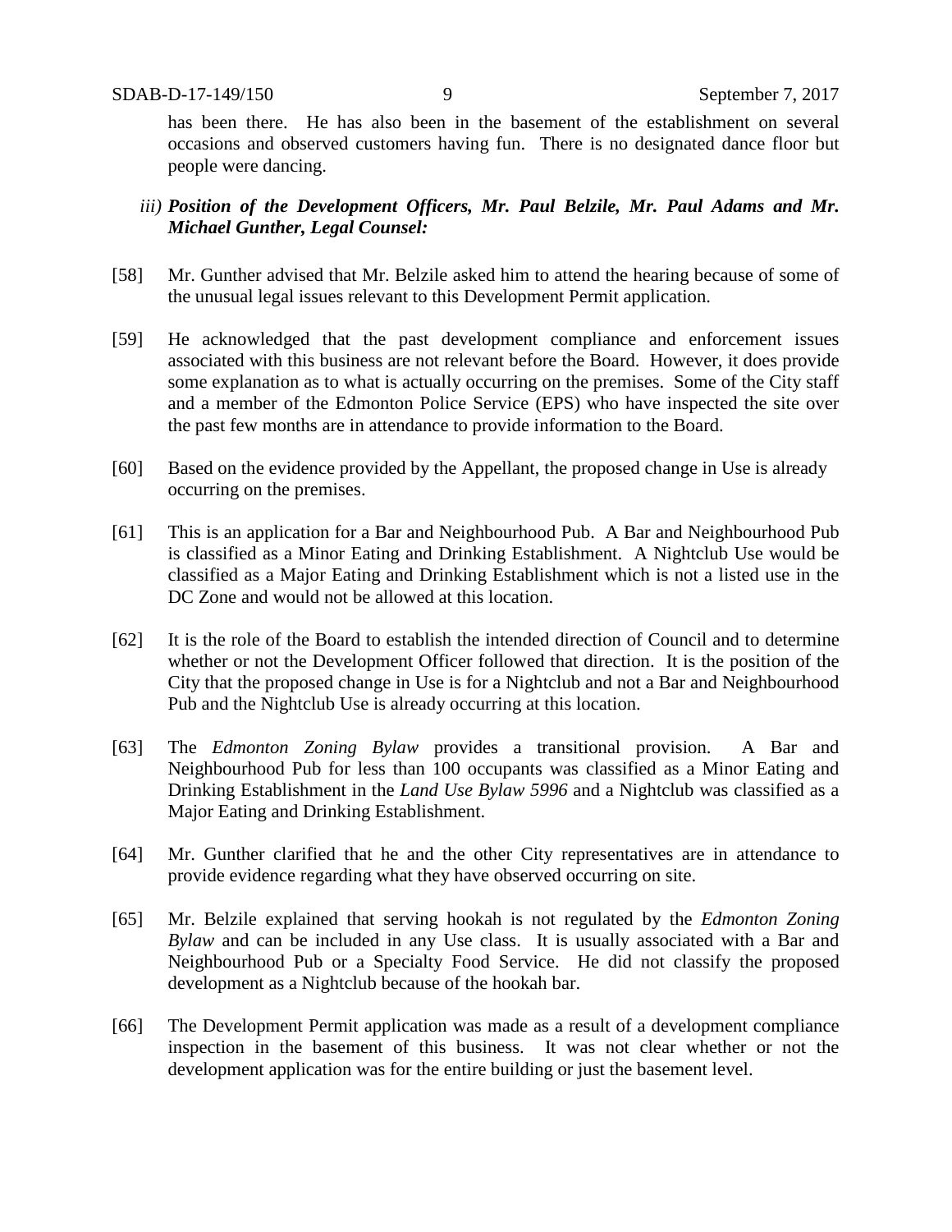has been there. He has also been in the basement of the establishment on several occasions and observed customers having fun. There is no designated dance floor but people were dancing.

*iii)* ***Position of the Development Officers, Mr. Paul Belzile, Mr. Paul Adams and Mr. Michael Gunther, Legal Counsel:***

[58] Mr. Gunther advised that Mr. Belzile asked him to attend the hearing because of some of the unusual legal issues relevant to this Development Permit application.

[59] He acknowledged that the past development compliance and enforcement issues associated with this business are not relevant before the Board. However, it does provide some explanation as to what is actually occurring on the premises. Some of the City staff and a member of the Edmonton Police Service (EPS) who have inspected the site over the past few months are in attendance to provide information to the Board.

[60] Based on the evidence provided by the Appellant, the proposed change in Use is already occurring on the premises.

[61] This is an application for a Bar and Neighbourhood Pub. A Bar and Neighbourhood Pub is classified as a Minor Eating and Drinking Establishment. A Nightclub Use would be classified as a Major Eating and Drinking Establishment which is not a listed use in the DC Zone and would not be allowed at this location.

[62] It is the role of the Board to establish the intended direction of Council and to determine whether or not the Development Officer followed that direction. It is the position of the City that the proposed change in Use is for a Nightclub and not a Bar and Neighbourhood Pub and the Nightclub Use is already occurring at this location.

[63] The *Edmonton Zoning Bylaw* provides a transitional provision. A Bar and Neighbourhood Pub for less than 100 occupants was classified as a Minor Eating and Drinking Establishment in the *Land Use Bylaw 5996* and a Nightclub was classified as a Major Eating and Drinking Establishment.

[64] Mr. Gunther clarified that he and the other City representatives are in attendance to provide evidence regarding what they have observed occurring on site.

[65] Mr. Belzile explained that serving hookah is not regulated by the *Edmonton Zoning Bylaw* and can be included in any Use class. It is usually associated with a Bar and Neighbourhood Pub or a Specialty Food Service. He did not classify the proposed development as a Nightclub because of the hookah bar.

[66] The Development Permit application was made as a result of a development compliance inspection in the basement of this business. It was not clear whether or not the development application was for the entire building or just the basement level.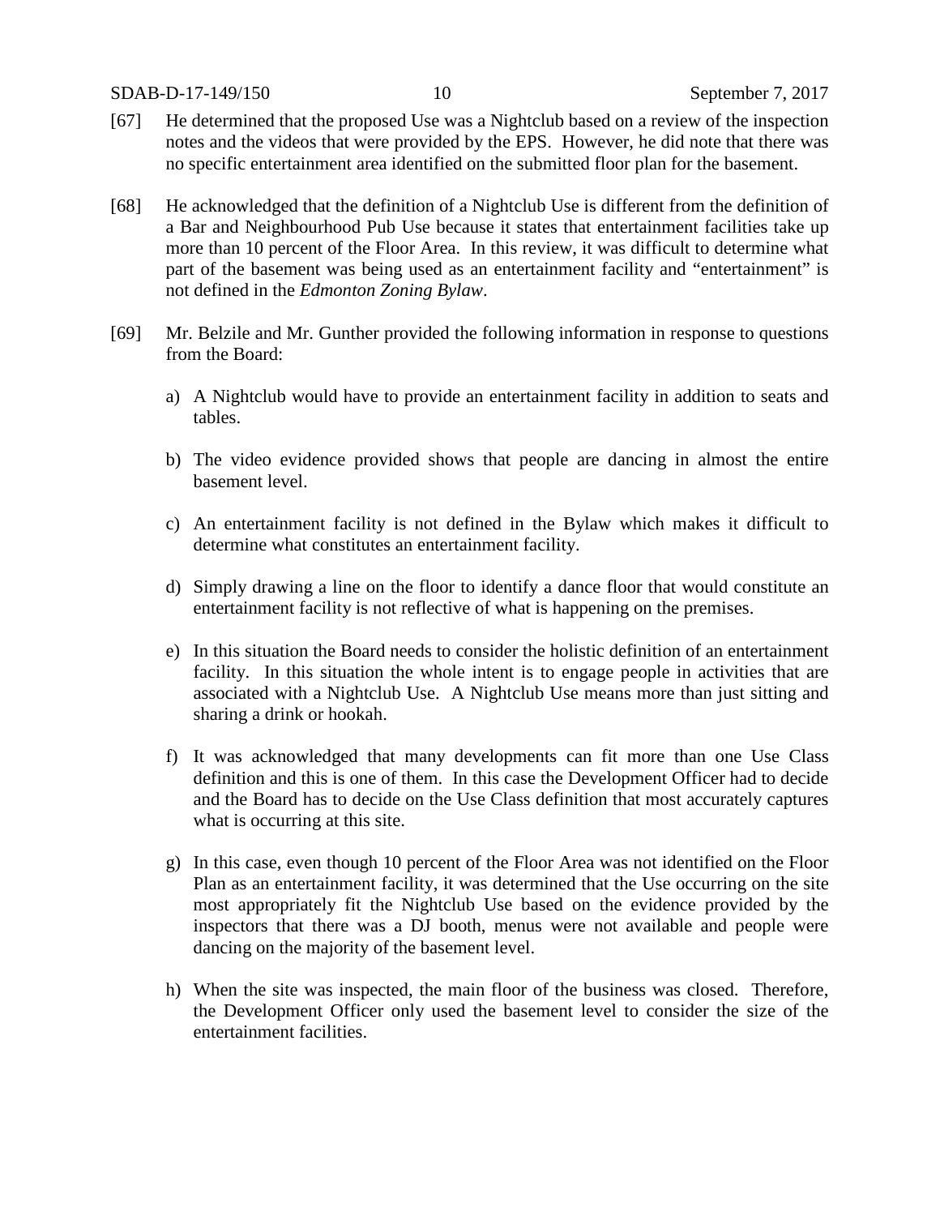[67] He determined that the proposed Use was a Nightclub based on a review of the inspection notes and the videos that were provided by the EPS. However, he did note that there was no specific entertainment area identified on the submitted floor plan for the basement.

[68] He acknowledged that the definition of a Nightclub Use is different from the definition of a Bar and Neighbourhood Pub Use because it states that entertainment facilities take up more than 10 percent of the Floor Area. In this review, it was difficult to determine what part of the basement was being used as an entertainment facility and "entertainment" is not defined in the *Edmonton Zoning Bylaw*.

[69] Mr. Belzile and Mr. Gunther provided the following information in response to questions from the Board:

a) A Nightclub would have to provide an entertainment facility in addition to seats and tables.

b) The video evidence provided shows that people are dancing in almost the entire basement level.

c) An entertainment facility is not defined in the Bylaw which makes it difficult to determine what constitutes an entertainment facility.

d) Simply drawing a line on the floor to identify a dance floor that would constitute an entertainment facility is not reflective of what is happening on the premises.

e) In this situation the Board needs to consider the holistic definition of an entertainment facility. In this situation the whole intent is to engage people in activities that are associated with a Nightclub Use. A Nightclub Use means more than just sitting and sharing a drink or hookah.

f) It was acknowledged that many developments can fit more than one Use Class definition and this is one of them. In this case the Development Officer had to decide and the Board has to decide on the Use Class definition that most accurately captures what is occurring at this site.

g) In this case, even though 10 percent of the Floor Area was not identified on the Floor Plan as an entertainment facility, it was determined that the Use occurring on the site most appropriately fit the Nightclub Use based on the evidence provided by the inspectors that there was a DJ booth, menus were not available and people were dancing on the majority of the basement level.

h) When the site was inspected, the main floor of the business was closed. Therefore, the Development Officer only used the basement level to consider the size of the entertainment facilities.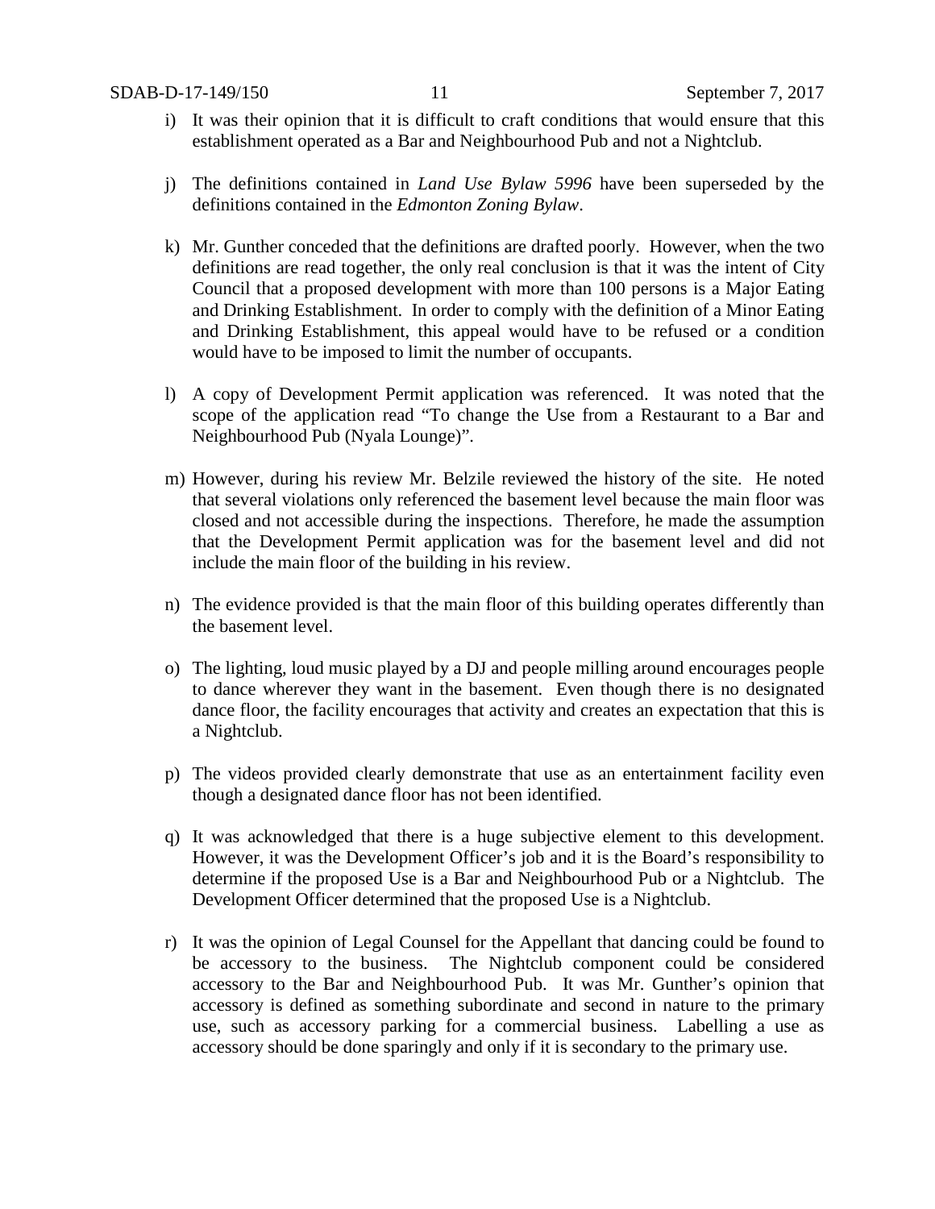i) It was their opinion that it is difficult to craft conditions that would ensure that this establishment operated as a Bar and Neighbourhood Pub and not a Nightclub.

j) The definitions contained in *Land Use Bylaw 5996* have been superseded by the definitions contained in the *Edmonton Zoning Bylaw*.

k) Mr. Gunther conceded that the definitions are drafted poorly. However, when the two definitions are read together, the only real conclusion is that it was the intent of City Council that a proposed development with more than 100 persons is a Major Eating and Drinking Establishment. In order to comply with the definition of a Minor Eating and Drinking Establishment, this appeal would have to be refused or a condition would have to be imposed to limit the number of occupants.

l) A copy of Development Permit application was referenced. It was noted that the scope of the application read "To change the Use from a Restaurant to a Bar and Neighbourhood Pub (Nyala Lounge)".

m) However, during his review Mr. Belzile reviewed the history of the site. He noted that several violations only referenced the basement level because the main floor was closed and not accessible during the inspections. Therefore, he made the assumption that the Development Permit application was for the basement level and did not include the main floor of the building in his review.

n) The evidence provided is that the main floor of this building operates differently than the basement level.

o) The lighting, loud music played by a DJ and people milling around encourages people to dance wherever they want in the basement. Even though there is no designated dance floor, the facility encourages that activity and creates an expectation that this is a Nightclub.

p) The videos provided clearly demonstrate that use as an entertainment facility even though a designated dance floor has not been identified.

q) It was acknowledged that there is a huge subjective element to this development. However, it was the Development Officer's job and it is the Board's responsibility to determine if the proposed Use is a Bar and Neighbourhood Pub or a Nightclub. The Development Officer determined that the proposed Use is a Nightclub.

r) It was the opinion of Legal Counsel for the Appellant that dancing could be found to be accessory to the business. The Nightclub component could be considered accessory to the Bar and Neighbourhood Pub. It was Mr. Gunther's opinion that accessory is defined as something subordinate and second in nature to the primary use, such as accessory parking for a commercial business. Labelling a use as accessory should be done sparingly and only if it is secondary to the primary use.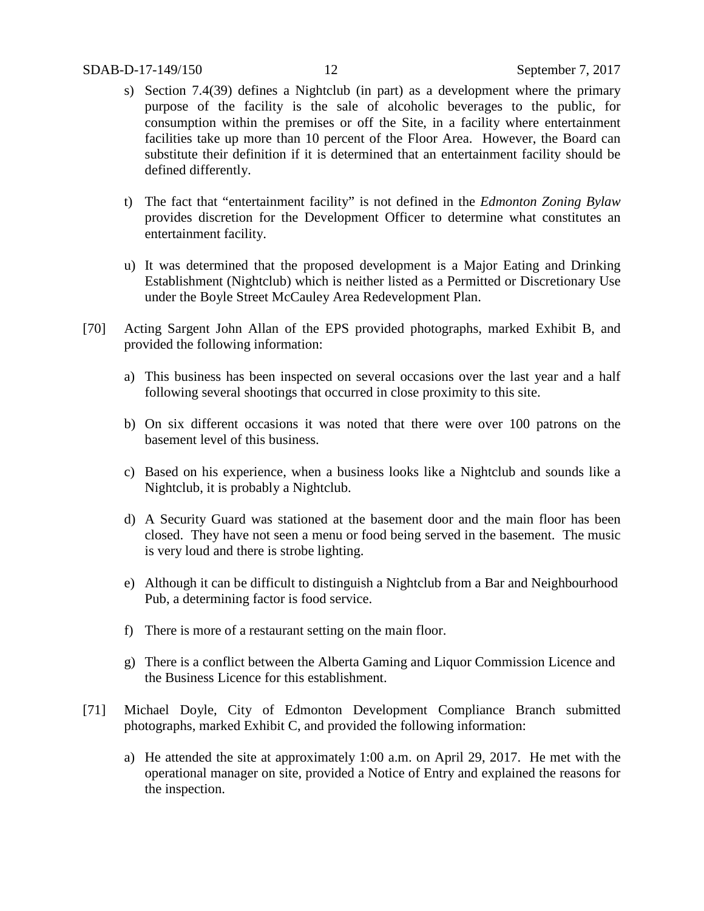s) Section 7.4(39) defines a Nightclub (in part) as a development where the primary purpose of the facility is the sale of alcoholic beverages to the public, for consumption within the premises or off the Site, in a facility where entertainment facilities take up more than 10 percent of the Floor Area. However, the Board can substitute their definition if it is determined that an entertainment facility should be defined differently.

t) The fact that "entertainment facility" is not defined in the *Edmonton Zoning Bylaw* provides discretion for the Development Officer to determine what constitutes an entertainment facility.

u) It was determined that the proposed development is a Major Eating and Drinking Establishment (Nightclub) which is neither listed as a Permitted or Discretionary Use under the Boyle Street McCauley Area Redevelopment Plan.

[70] Acting Sargent John Allan of the EPS provided photographs, marked Exhibit B, and provided the following information:

a) This business has been inspected on several occasions over the last year and a half following several shootings that occurred in close proximity to this site.

b) On six different occasions it was noted that there were over 100 patrons on the basement level of this business.

c) Based on his experience, when a business looks like a Nightclub and sounds like a Nightclub, it is probably a Nightclub.

d) A Security Guard was stationed at the basement door and the main floor has been closed. They have not seen a menu or food being served in the basement. The music is very loud and there is strobe lighting.

e) Although it can be difficult to distinguish a Nightclub from a Bar and Neighbourhood Pub, a determining factor is food service.

f) There is more of a restaurant setting on the main floor.

g) There is a conflict between the Alberta Gaming and Liquor Commission Licence and the Business Licence for this establishment.

[71] Michael Doyle, City of Edmonton Development Compliance Branch submitted photographs, marked Exhibit C, and provided the following information:

a) He attended the site at approximately 1:00 a.m. on April 29, 2017. He met with the operational manager on site, provided a Notice of Entry and explained the reasons for the inspection.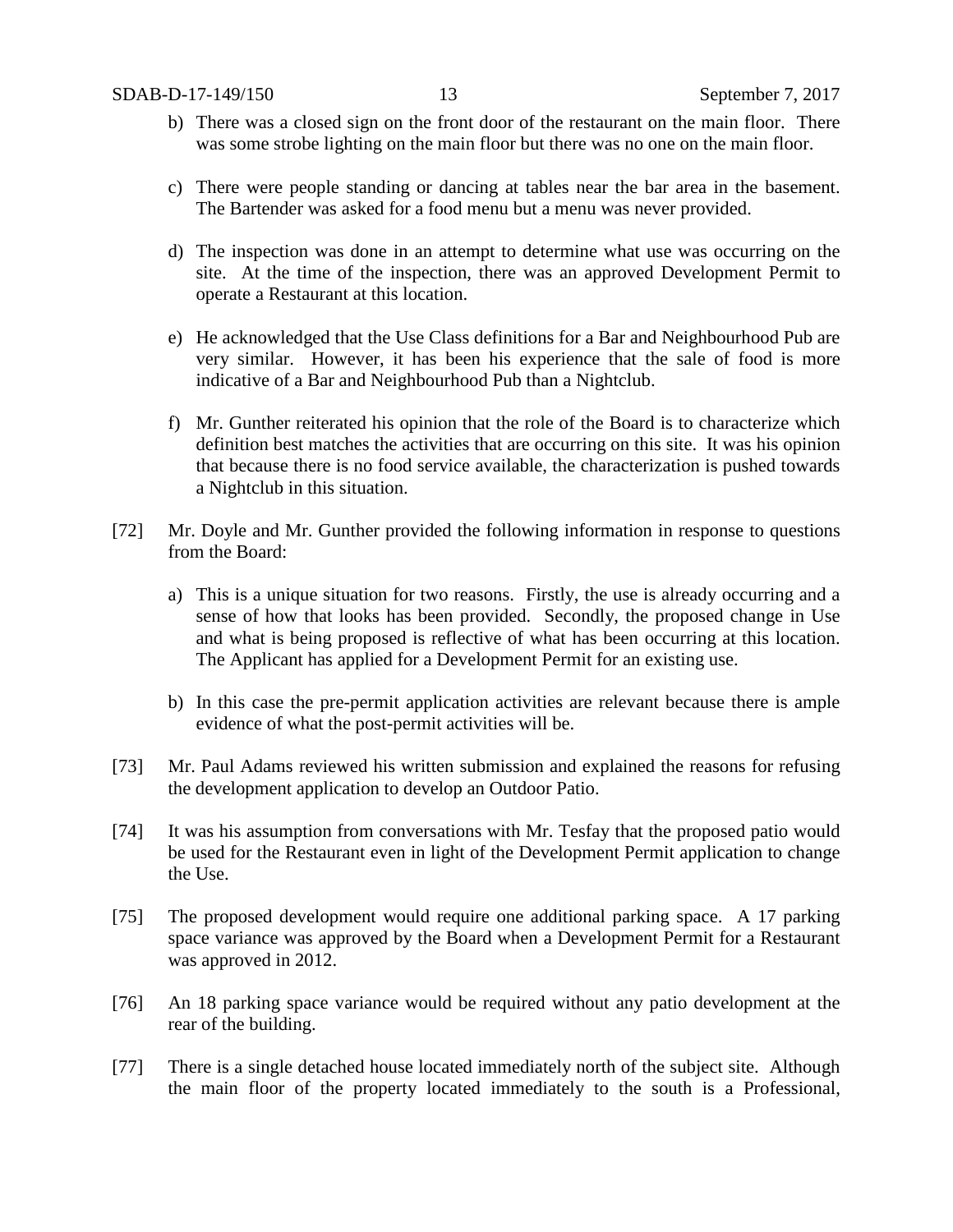b) There was a closed sign on the front door of the restaurant on the main floor. There was some strobe lighting on the main floor but there was no one on the main floor.

c) There were people standing or dancing at tables near the bar area in the basement. The Bartender was asked for a food menu but a menu was never provided.

d) The inspection was done in an attempt to determine what use was occurring on the site. At the time of the inspection, there was an approved Development Permit to operate a Restaurant at this location.

e) He acknowledged that the Use Class definitions for a Bar and Neighbourhood Pub are very similar. However, it has been his experience that the sale of food is more indicative of a Bar and Neighbourhood Pub than a Nightclub.

f) Mr. Gunther reiterated his opinion that the role of the Board is to characterize which definition best matches the activities that are occurring on this site. It was his opinion that because there is no food service available, the characterization is pushed towards a Nightclub in this situation.

[72] Mr. Doyle and Mr. Gunther provided the following information in response to questions from the Board:

a) This is a unique situation for two reasons. Firstly, the use is already occurring and a sense of how that looks has been provided. Secondly, the proposed change in Use and what is being proposed is reflective of what has been occurring at this location. The Applicant has applied for a Development Permit for an existing use.

b) In this case the pre-permit application activities are relevant because there is ample evidence of what the post-permit activities will be.

[73] Mr. Paul Adams reviewed his written submission and explained the reasons for refusing the development application to develop an Outdoor Patio.

[74] It was his assumption from conversations with Mr. Tesfay that the proposed patio would be used for the Restaurant even in light of the Development Permit application to change the Use.

[75] The proposed development would require one additional parking space. A 17 parking space variance was approved by the Board when a Development Permit for a Restaurant was approved in 2012.

[76] An 18 parking space variance would be required without any patio development at the rear of the building.

[77] There is a single detached house located immediately north of the subject site. Although the main floor of the property located immediately to the south is a Professional,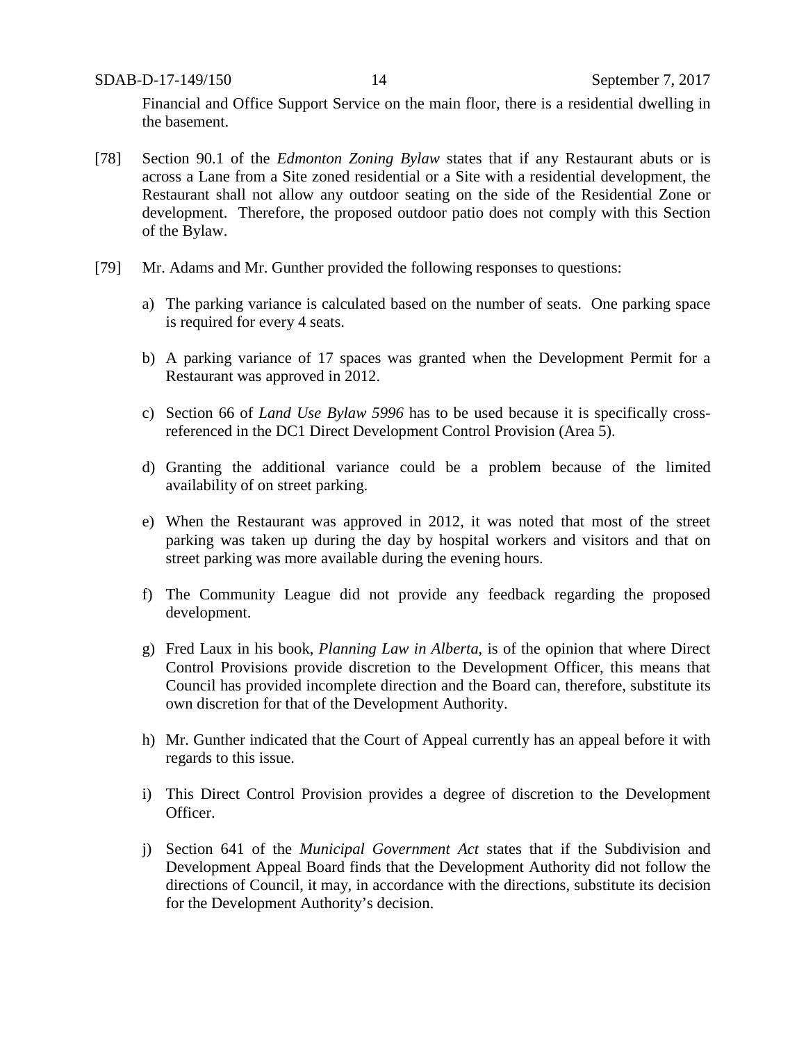Financial and Office Support Service on the main floor, there is a residential dwelling in the basement.

[78] Section 90.1 of the *Edmonton Zoning Bylaw* states that if any Restaurant abuts or is across a Lane from a Site zoned residential or a Site with a residential development, the Restaurant shall not allow any outdoor seating on the side of the Residential Zone or development. Therefore, the proposed outdoor patio does not comply with this Section of the Bylaw.

[79] Mr. Adams and Mr. Gunther provided the following responses to questions:

a) The parking variance is calculated based on the number of seats. One parking space is required for every 4 seats.

b) A parking variance of 17 spaces was granted when the Development Permit for a Restaurant was approved in 2012.

c) Section 66 of *Land Use Bylaw 5996* has to be used because it is specifically cross-referenced in the DC1 Direct Development Control Provision (Area 5).

d) Granting the additional variance could be a problem because of the limited availability of on street parking.

e) When the Restaurant was approved in 2012, it was noted that most of the street parking was taken up during the day by hospital workers and visitors and that on street parking was more available during the evening hours.

f) The Community League did not provide any feedback regarding the proposed development.

g) Fred Laux in his book, *Planning Law in Alberta*, is of the opinion that where Direct Control Provisions provide discretion to the Development Officer, this means that Council has provided incomplete direction and the Board can, therefore, substitute its own discretion for that of the Development Authority.

h) Mr. Gunther indicated that the Court of Appeal currently has an appeal before it with regards to this issue.

i) This Direct Control Provision provides a degree of discretion to the Development Officer.

j) Section 641 of the *Municipal Government Act* states that if the Subdivision and Development Appeal Board finds that the Development Authority did not follow the directions of Council, it may, in accordance with the directions, substitute its decision for the Development Authority's decision.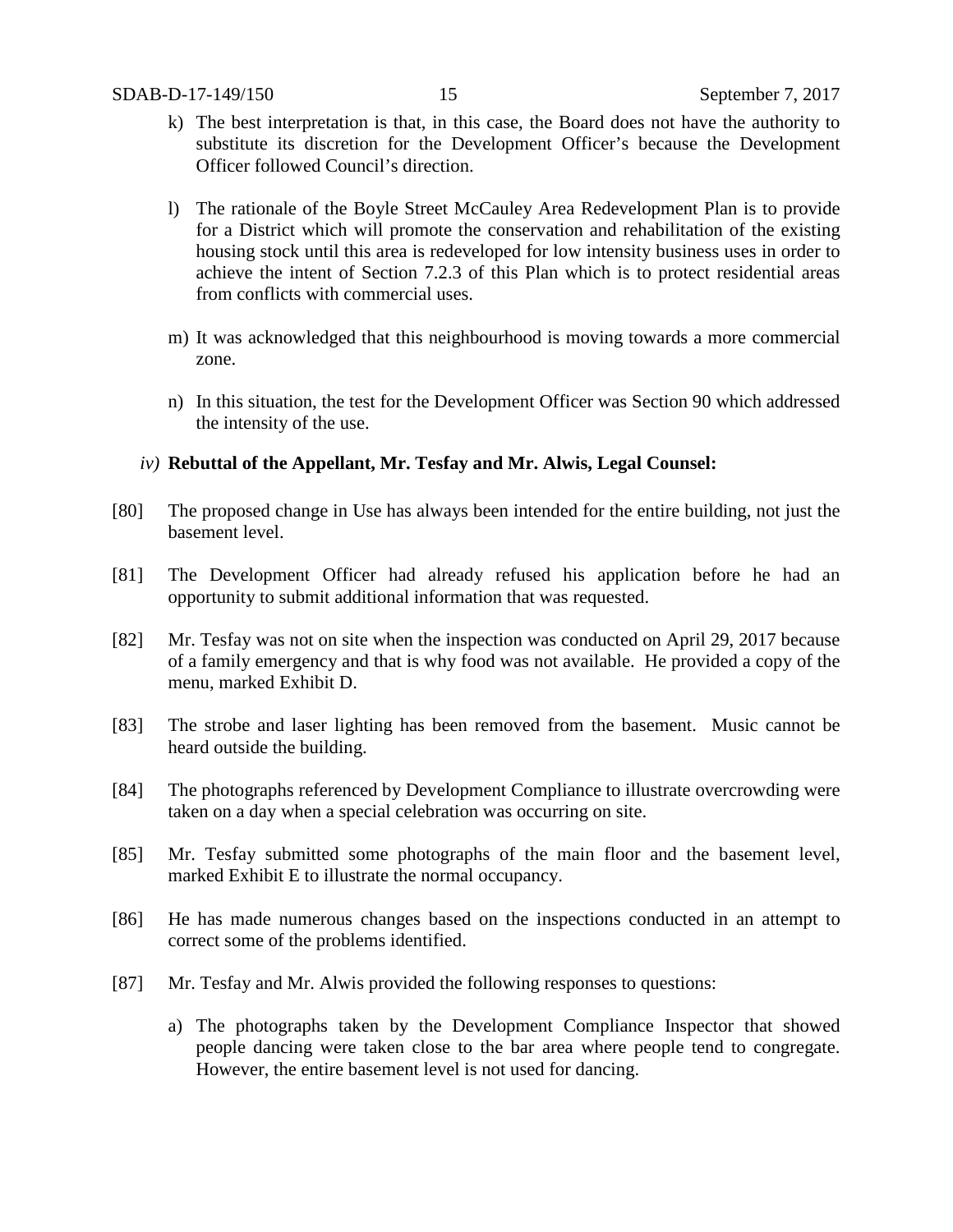k) The best interpretation is that, in this case, the Board does not have the authority to substitute its discretion for the Development Officer's because the Development Officer followed Council's direction.

l) The rationale of the Boyle Street McCauley Area Redevelopment Plan is to provide for a District which will promote the conservation and rehabilitation of the existing housing stock until this area is redeveloped for low intensity business uses in order to achieve the intent of Section 7.2.3 of this Plan which is to protect residential areas from conflicts with commercial uses.

m) It was acknowledged that this neighbourhood is moving towards a more commercial zone.

n) In this situation, the test for the Development Officer was Section 90 which addressed the intensity of the use.

*iv)* **Rebuttal of the Appellant, Mr. Tesfay and Mr. Alwis, Legal Counsel:**

[80] The proposed change in Use has always been intended for the entire building, not just the basement level.

[81] The Development Officer had already refused his application before he had an opportunity to submit additional information that was requested.

[82] Mr. Tesfay was not on site when the inspection was conducted on April 29, 2017 because of a family emergency and that is why food was not available. He provided a copy of the menu, marked Exhibit D.

[83] The strobe and laser lighting has been removed from the basement. Music cannot be heard outside the building.

[84] The photographs referenced by Development Compliance to illustrate overcrowding were taken on a day when a special celebration was occurring on site.

[85] Mr. Tesfay submitted some photographs of the main floor and the basement level, marked Exhibit E to illustrate the normal occupancy.

[86] He has made numerous changes based on the inspections conducted in an attempt to correct some of the problems identified.

[87] Mr. Tesfay and Mr. Alwis provided the following responses to questions:

a) The photographs taken by the Development Compliance Inspector that showed people dancing were taken close to the bar area where people tend to congregate. However, the entire basement level is not used for dancing.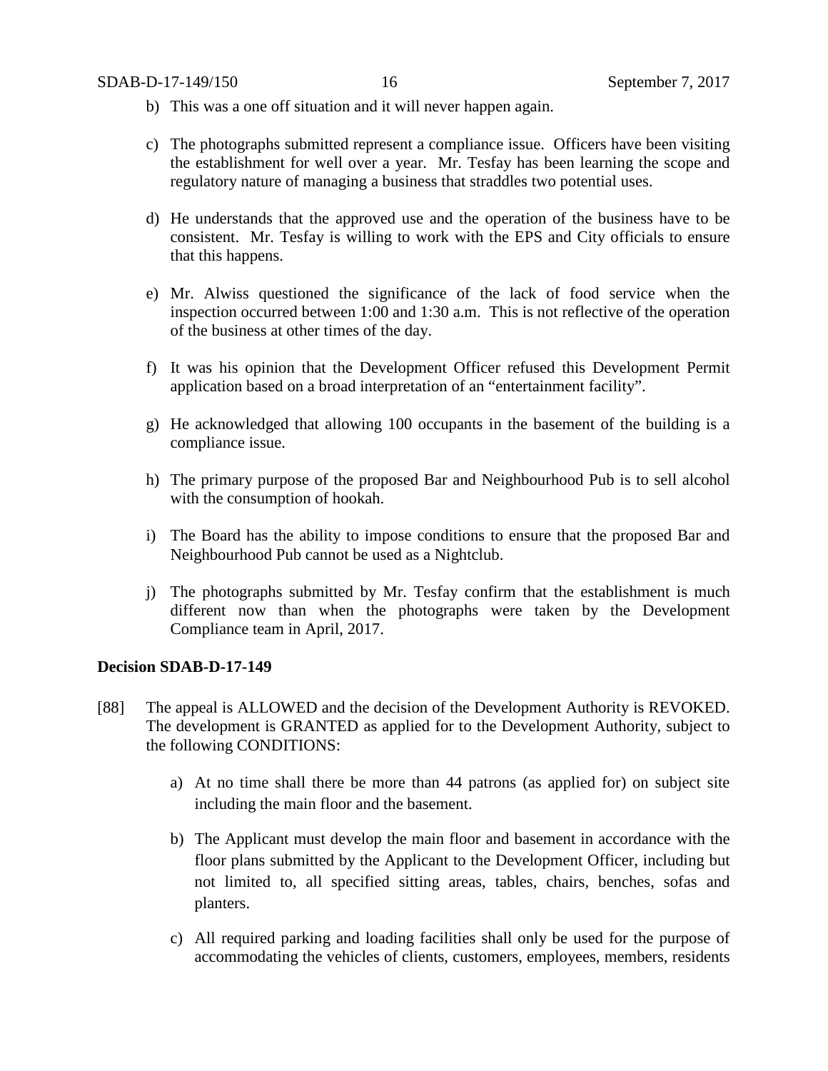b) This was a one off situation and it will never happen again.

c) The photographs submitted represent a compliance issue. Officers have been visiting the establishment for well over a year. Mr. Tesfay has been learning the scope and regulatory nature of managing a business that straddles two potential uses.

d) He understands that the approved use and the operation of the business have to be consistent. Mr. Tesfay is willing to work with the EPS and City officials to ensure that this happens.

e) Mr. Alwiss questioned the significance of the lack of food service when the inspection occurred between 1:00 and 1:30 a.m. This is not reflective of the operation of the business at other times of the day.

f) It was his opinion that the Development Officer refused this Development Permit application based on a broad interpretation of an "entertainment facility".

g) He acknowledged that allowing 100 occupants in the basement of the building is a compliance issue.

h) The primary purpose of the proposed Bar and Neighbourhood Pub is to sell alcohol with the consumption of hookah.

i) The Board has the ability to impose conditions to ensure that the proposed Bar and Neighbourhood Pub cannot be used as a Nightclub.

j) The photographs submitted by Mr. Tesfay confirm that the establishment is much different now than when the photographs were taken by the Development Compliance team in April, 2017.

**Decision SDAB-D-17-149**

[88] The appeal is ALLOWED and the decision of the Development Authority is REVOKED. The development is GRANTED as applied for to the Development Authority, subject to the following CONDITIONS:

a) At no time shall there be more than 44 patrons (as applied for) on subject site including the main floor and the basement.

b) The Applicant must develop the main floor and basement in accordance with the floor plans submitted by the Applicant to the Development Officer, including but not limited to, all specified sitting areas, tables, chairs, benches, sofas and planters.

c) All required parking and loading facilities shall only be used for the purpose of accommodating the vehicles of clients, customers, employees, members, residents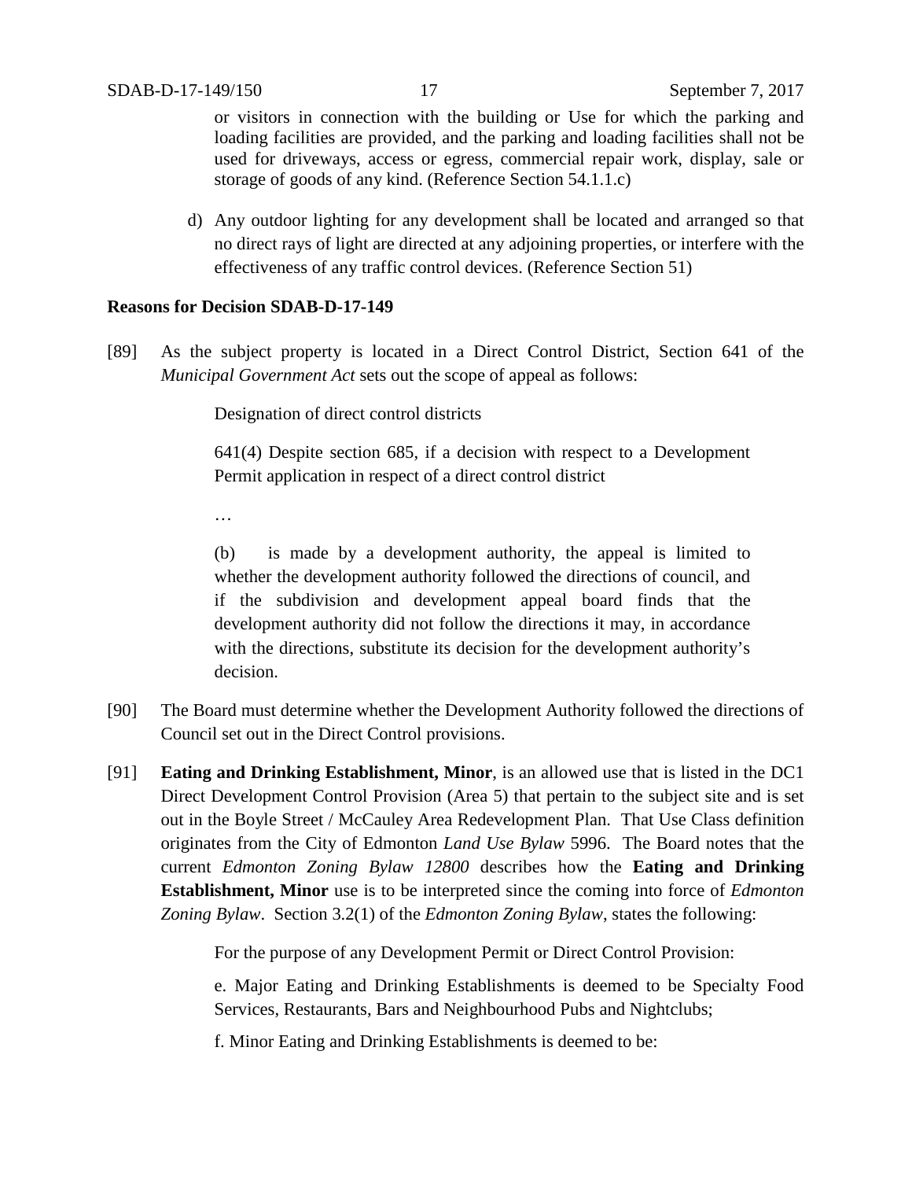or visitors in connection with the building or Use for which the parking and loading facilities are provided, and the parking and loading facilities shall not be used for driveways, access or egress, commercial repair work, display, sale or storage of goods of any kind. (Reference Section 54.1.1.c)

d) Any outdoor lighting for any development shall be located and arranged so that no direct rays of light are directed at any adjoining properties, or interfere with the effectiveness of any traffic control devices. (Reference Section 51)

**Reasons for Decision SDAB-D-17-149**

[89] As the subject property is located in a Direct Control District, Section 641 of the *Municipal Government Act* sets out the scope of appeal as follows:

> Designation of direct control districts
>
> 641(4) Despite section 685, if a decision with respect to a Development Permit application in respect of a direct control district
>
> …
>
> (b) is made by a development authority, the appeal is limited to whether the development authority followed the directions of council, and if the subdivision and development appeal board finds that the development authority did not follow the directions it may, in accordance with the directions, substitute its decision for the development authority's decision.

[90] The Board must determine whether the Development Authority followed the directions of Council set out in the Direct Control provisions.

[91] **Eating and Drinking Establishment, Minor**, is an allowed use that is listed in the DC1 Direct Development Control Provision (Area 5) that pertain to the subject site and is set out in the Boyle Street / McCauley Area Redevelopment Plan. That Use Class definition originates from the City of Edmonton *Land Use Bylaw* 5996. The Board notes that the current *Edmonton Zoning Bylaw 12800* describes how the **Eating and Drinking Establishment, Minor** use is to be interpreted since the coming into force of *Edmonton Zoning Bylaw*. Section 3.2(1) of the *Edmonton Zoning Bylaw*, states the following:

> For the purpose of any Development Permit or Direct Control Provision:
>
> e. Major Eating and Drinking Establishments is deemed to be Specialty Food Services, Restaurants, Bars and Neighbourhood Pubs and Nightclubs;
>
> f. Minor Eating and Drinking Establishments is deemed to be: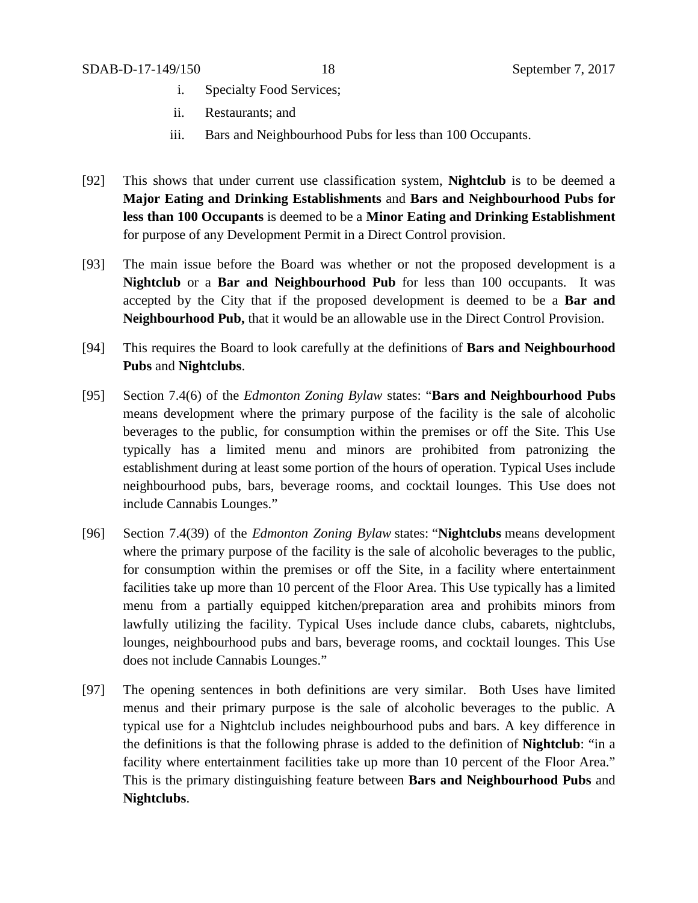i. Specialty Food Services;

ii. Restaurants; and

iii. Bars and Neighbourhood Pubs for less than 100 Occupants.

[92] This shows that under current use classification system, **Nightclub** is to be deemed a **Major Eating and Drinking Establishments** and **Bars and Neighbourhood Pubs for less than 100 Occupants** is deemed to be a **Minor Eating and Drinking Establishment** for purpose of any Development Permit in a Direct Control provision.

[93] The main issue before the Board was whether or not the proposed development is a **Nightclub** or a **Bar and Neighbourhood Pub** for less than 100 occupants. It was accepted by the City that if the proposed development is deemed to be a **Bar and Neighbourhood Pub,** that it would be an allowable use in the Direct Control Provision.

[94] This requires the Board to look carefully at the definitions of **Bars and Neighbourhood Pubs** and **Nightclubs**.

[95] Section 7.4(6) of the *Edmonton Zoning Bylaw* states: "**Bars and Neighbourhood Pubs** means development where the primary purpose of the facility is the sale of alcoholic beverages to the public, for consumption within the premises or off the Site. This Use typically has a limited menu and minors are prohibited from patronizing the establishment during at least some portion of the hours of operation. Typical Uses include neighbourhood pubs, bars, beverage rooms, and cocktail lounges. This Use does not include Cannabis Lounges."

[96] Section 7.4(39) of the *Edmonton Zoning Bylaw* states: "**Nightclubs** means development where the primary purpose of the facility is the sale of alcoholic beverages to the public, for consumption within the premises or off the Site, in a facility where entertainment facilities take up more than 10 percent of the Floor Area. This Use typically has a limited menu from a partially equipped kitchen/preparation area and prohibits minors from lawfully utilizing the facility. Typical Uses include dance clubs, cabarets, nightclubs, lounges, neighbourhood pubs and bars, beverage rooms, and cocktail lounges. This Use does not include Cannabis Lounges."

[97] The opening sentences in both definitions are very similar. Both Uses have limited menus and their primary purpose is the sale of alcoholic beverages to the public. A typical use for a Nightclub includes neighbourhood pubs and bars. A key difference in the definitions is that the following phrase is added to the definition of **Nightclub**: "in a facility where entertainment facilities take up more than 10 percent of the Floor Area." This is the primary distinguishing feature between **Bars and Neighbourhood Pubs** and **Nightclubs**.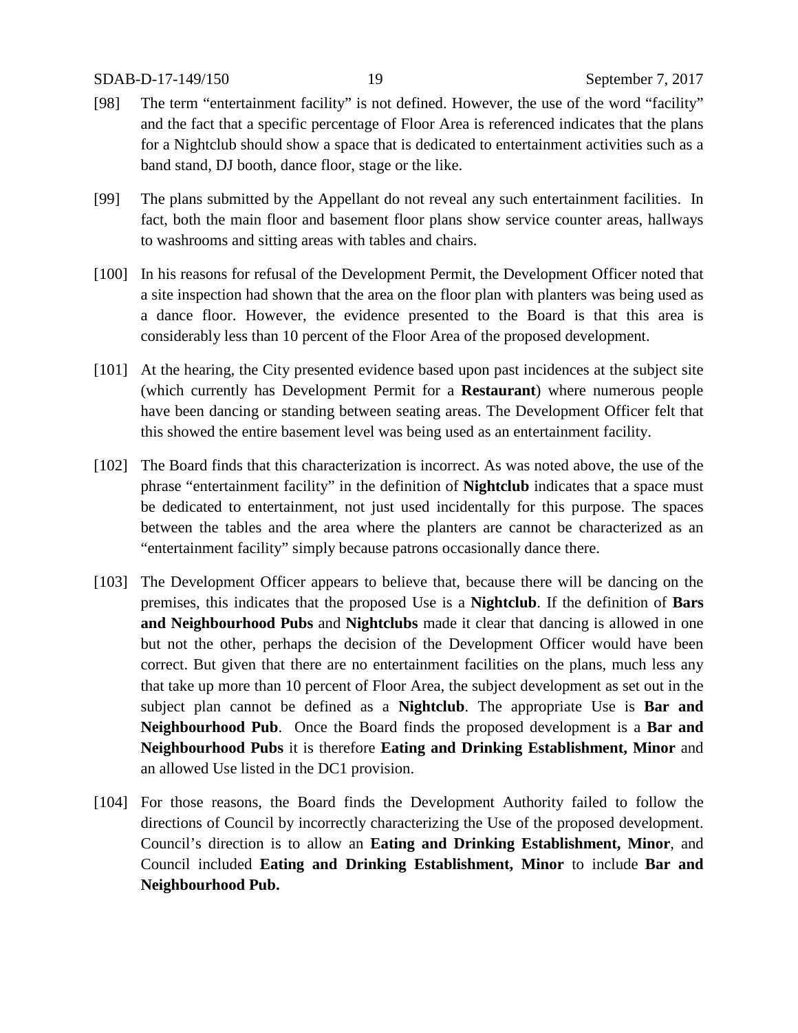[98] The term "entertainment facility" is not defined. However, the use of the word "facility" and the fact that a specific percentage of Floor Area is referenced indicates that the plans for a Nightclub should show a space that is dedicated to entertainment activities such as a band stand, DJ booth, dance floor, stage or the like.

[99] The plans submitted by the Appellant do not reveal any such entertainment facilities. In fact, both the main floor and basement floor plans show service counter areas, hallways to washrooms and sitting areas with tables and chairs.

[100] In his reasons for refusal of the Development Permit, the Development Officer noted that a site inspection had shown that the area on the floor plan with planters was being used as a dance floor. However, the evidence presented to the Board is that this area is considerably less than 10 percent of the Floor Area of the proposed development.

[101] At the hearing, the City presented evidence based upon past incidences at the subject site (which currently has Development Permit for a **Restaurant**) where numerous people have been dancing or standing between seating areas. The Development Officer felt that this showed the entire basement level was being used as an entertainment facility.

[102] The Board finds that this characterization is incorrect. As was noted above, the use of the phrase "entertainment facility" in the definition of **Nightclub** indicates that a space must be dedicated to entertainment, not just used incidentally for this purpose. The spaces between the tables and the area where the planters are cannot be characterized as an "entertainment facility" simply because patrons occasionally dance there.

[103] The Development Officer appears to believe that, because there will be dancing on the premises, this indicates that the proposed Use is a **Nightclub**. If the definition of **Bars and Neighbourhood Pubs** and **Nightclubs** made it clear that dancing is allowed in one but not the other, perhaps the decision of the Development Officer would have been correct. But given that there are no entertainment facilities on the plans, much less any that take up more than 10 percent of Floor Area, the subject development as set out in the subject plan cannot be defined as a **Nightclub**. The appropriate Use is **Bar and Neighbourhood Pub**. Once the Board finds the proposed development is a **Bar and Neighbourhood Pubs** it is therefore **Eating and Drinking Establishment, Minor** and an allowed Use listed in the DC1 provision.

[104] For those reasons, the Board finds the Development Authority failed to follow the directions of Council by incorrectly characterizing the Use of the proposed development. Council's direction is to allow an **Eating and Drinking Establishment, Minor**, and Council included **Eating and Drinking Establishment, Minor** to include **Bar and Neighbourhood Pub.**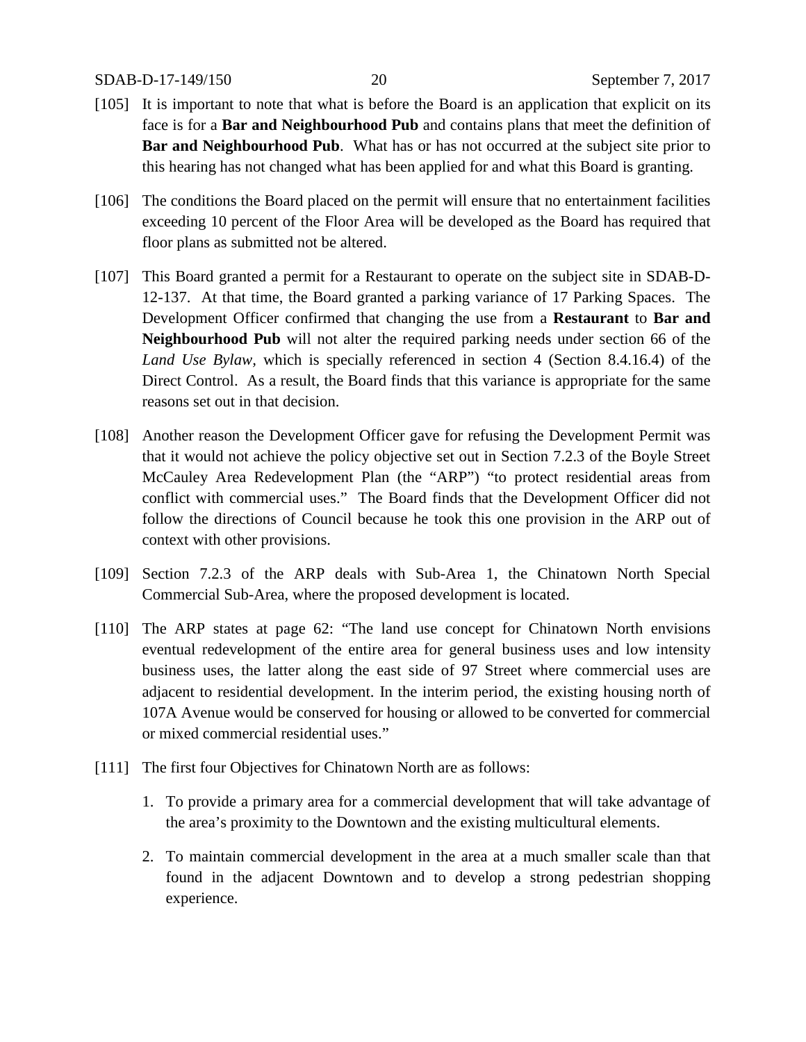[105] It is important to note that what is before the Board is an application that explicit on its face is for a **Bar and Neighbourhood Pub** and contains plans that meet the definition of **Bar and Neighbourhood Pub**. What has or has not occurred at the subject site prior to this hearing has not changed what has been applied for and what this Board is granting.

[106] The conditions the Board placed on the permit will ensure that no entertainment facilities exceeding 10 percent of the Floor Area will be developed as the Board has required that floor plans as submitted not be altered.

[107] This Board granted a permit for a Restaurant to operate on the subject site in SDAB-D-12-137. At that time, the Board granted a parking variance of 17 Parking Spaces. The Development Officer confirmed that changing the use from a **Restaurant** to **Bar and Neighbourhood Pub** will not alter the required parking needs under section 66 of the *Land Use Bylaw,* which is specially referenced in section 4 (Section 8.4.16.4) of the Direct Control. As a result, the Board finds that this variance is appropriate for the same reasons set out in that decision.

[108] Another reason the Development Officer gave for refusing the Development Permit was that it would not achieve the policy objective set out in Section 7.2.3 of the Boyle Street McCauley Area Redevelopment Plan (the "ARP") "to protect residential areas from conflict with commercial uses." The Board finds that the Development Officer did not follow the directions of Council because he took this one provision in the ARP out of context with other provisions.

[109] Section 7.2.3 of the ARP deals with Sub-Area 1, the Chinatown North Special Commercial Sub-Area, where the proposed development is located.

[110] The ARP states at page 62: "The land use concept for Chinatown North envisions eventual redevelopment of the entire area for general business uses and low intensity business uses, the latter along the east side of 97 Street where commercial uses are adjacent to residential development. In the interim period, the existing housing north of 107A Avenue would be conserved for housing or allowed to be converted for commercial or mixed commercial residential uses."

[111] The first four Objectives for Chinatown North are as follows:

1. To provide a primary area for a commercial development that will take advantage of the area's proximity to the Downtown and the existing multicultural elements.
2. To maintain commercial development in the area at a much smaller scale than that found in the adjacent Downtown and to develop a strong pedestrian shopping experience.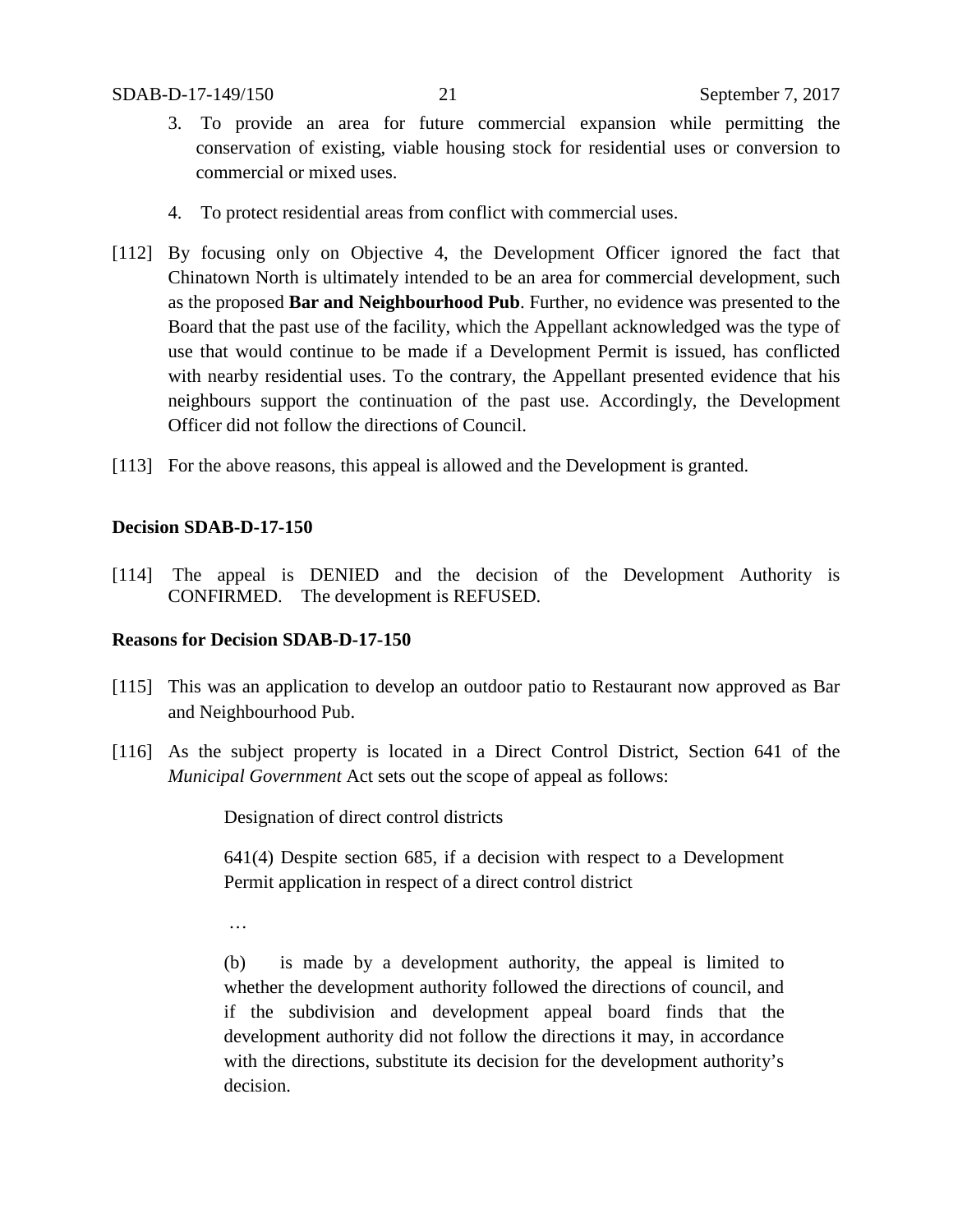3. To provide an area for future commercial expansion while permitting the conservation of existing, viable housing stock for residential uses or conversion to commercial or mixed uses.

4. To protect residential areas from conflict with commercial uses.

[112] By focusing only on Objective 4, the Development Officer ignored the fact that Chinatown North is ultimately intended to be an area for commercial development, such as the proposed **Bar and Neighbourhood Pub**. Further, no evidence was presented to the Board that the past use of the facility, which the Appellant acknowledged was the type of use that would continue to be made if a Development Permit is issued, has conflicted with nearby residential uses. To the contrary, the Appellant presented evidence that his neighbours support the continuation of the past use. Accordingly, the Development Officer did not follow the directions of Council.

[113] For the above reasons, this appeal is allowed and the Development is granted.

**Decision SDAB-D-17-150**

[114] The appeal is DENIED and the decision of the Development Authority is CONFIRMED. The development is REFUSED.

**Reasons for Decision SDAB-D-17-150**

[115] This was an application to develop an outdoor patio to Restaurant now approved as Bar and Neighbourhood Pub.

[116] As the subject property is located in a Direct Control District, Section 641 of the *Municipal Government* Act sets out the scope of appeal as follows:

> Designation of direct control districts
>
> 641(4) Despite section 685, if a decision with respect to a Development Permit application in respect of a direct control district
>
> …
>
> (b) is made by a development authority, the appeal is limited to whether the development authority followed the directions of council, and if the subdivision and development appeal board finds that the development authority did not follow the directions it may, in accordance with the directions, substitute its decision for the development authority's decision.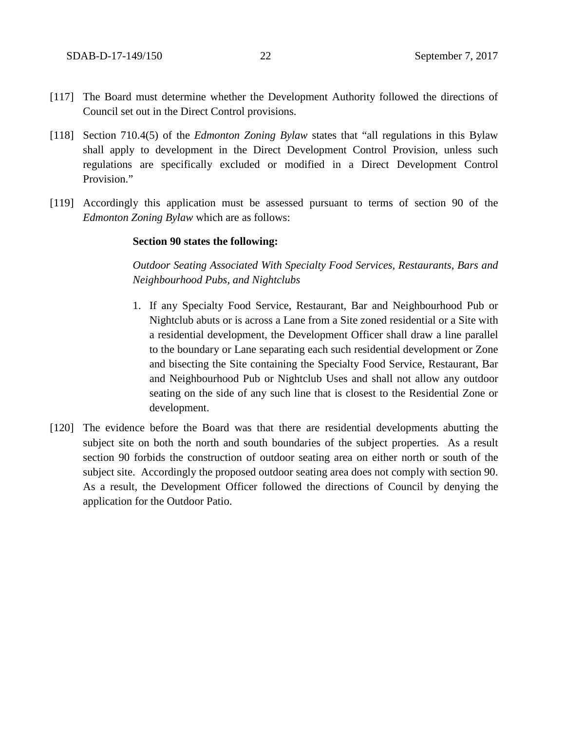[117] The Board must determine whether the Development Authority followed the directions of Council set out in the Direct Control provisions.

[118] Section 710.4(5) of the *Edmonton Zoning Bylaw* states that "all regulations in this Bylaw shall apply to development in the Direct Development Control Provision, unless such regulations are specifically excluded or modified in a Direct Development Control Provision."

[119] Accordingly this application must be assessed pursuant to terms of section 90 of the *Edmonton Zoning Bylaw* which are as follows:

> **Section 90 states the following:**
>
> *Outdoor Seating Associated With Specialty Food Services, Restaurants, Bars and Neighbourhood Pubs, and Nightclubs*
>
> 1. If any Specialty Food Service, Restaurant, Bar and Neighbourhood Pub or Nightclub abuts or is across a Lane from a Site zoned residential or a Site with a residential development, the Development Officer shall draw a line parallel to the boundary or Lane separating each such residential development or Zone and bisecting the Site containing the Specialty Food Service, Restaurant, Bar and Neighbourhood Pub or Nightclub Uses and shall not allow any outdoor seating on the side of any such line that is closest to the Residential Zone or development.

[120] The evidence before the Board was that there are residential developments abutting the subject site on both the north and south boundaries of the subject properties. As a result section 90 forbids the construction of outdoor seating area on either north or south of the subject site. Accordingly the proposed outdoor seating area does not comply with section 90. As a result, the Development Officer followed the directions of Council by denying the application for the Outdoor Patio.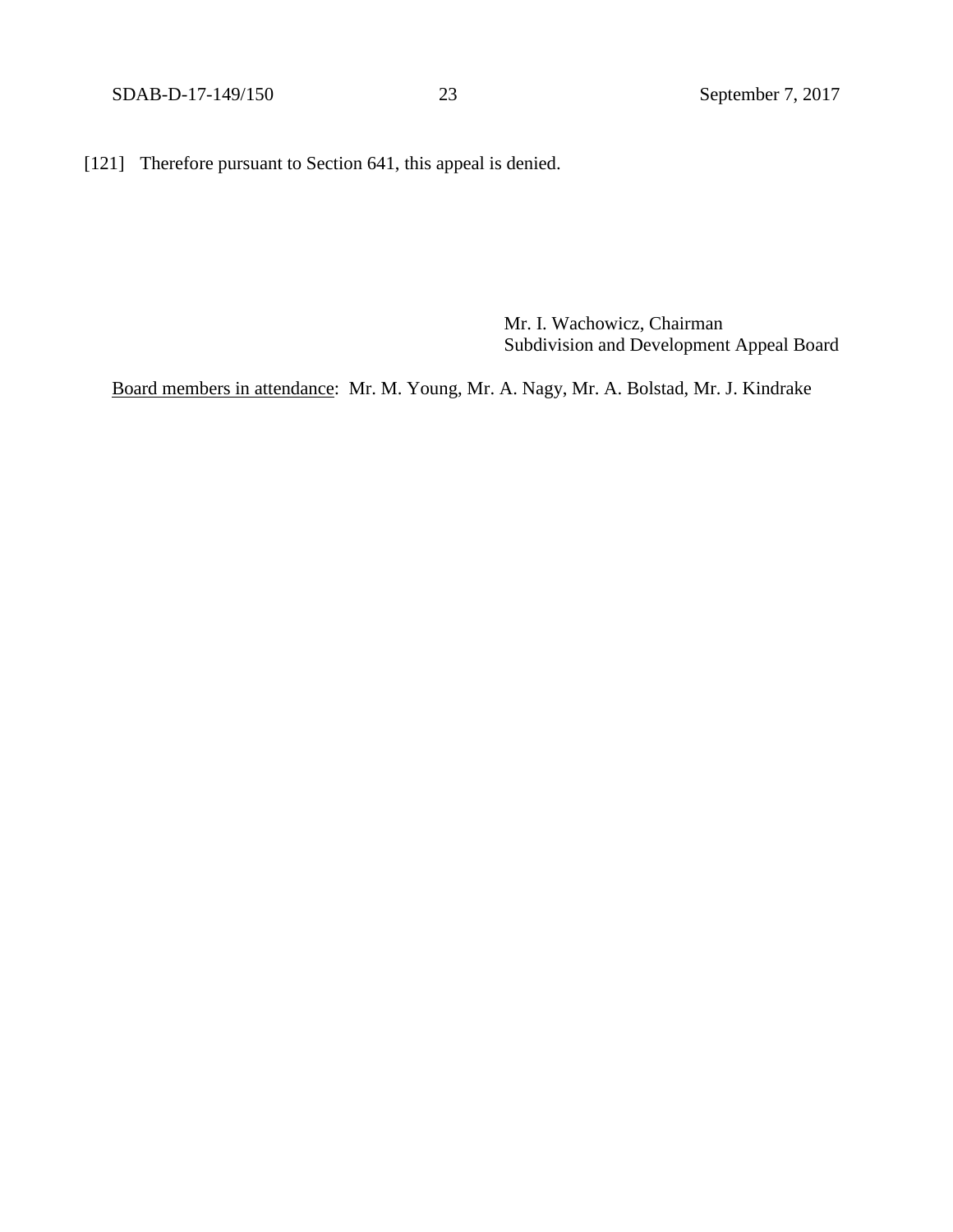[121] Therefore pursuant to Section 641, this appeal is denied.

Mr. I. Wachowicz, Chairman
Subdivision and Development Appeal Board

<u>Board members in attendance</u>: Mr. M. Young, Mr. A. Nagy, Mr. A. Bolstad, Mr. J. Kindrake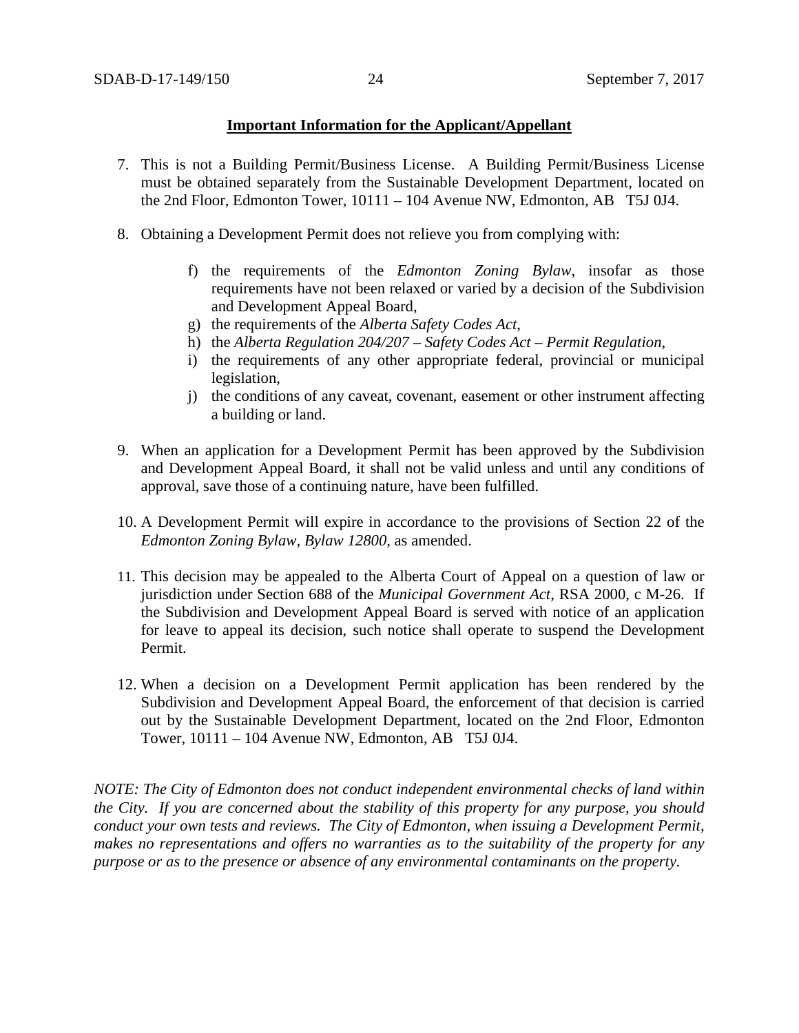**Important Information for the Applicant/Appellant**

7. This is not a Building Permit/Business License. A Building Permit/Business License must be obtained separately from the Sustainable Development Department, located on the 2nd Floor, Edmonton Tower, 10111 – 104 Avenue NW, Edmonton, AB T5J 0J4.

8. Obtaining a Development Permit does not relieve you from complying with:

   f) the requirements of the *Edmonton Zoning Bylaw*, insofar as those requirements have not been relaxed or varied by a decision of the Subdivision and Development Appeal Board,
   g) the requirements of the *Alberta Safety Codes Act*,
   h) the *Alberta Regulation 204/207 – Safety Codes Act – Permit Regulation*,
   i) the requirements of any other appropriate federal, provincial or municipal legislation,
   j) the conditions of any caveat, covenant, easement or other instrument affecting a building or land.

9. When an application for a Development Permit has been approved by the Subdivision and Development Appeal Board, it shall not be valid unless and until any conditions of approval, save those of a continuing nature, have been fulfilled.

10. A Development Permit will expire in accordance to the provisions of Section 22 of the *Edmonton Zoning Bylaw, Bylaw 12800*, as amended.

11. This decision may be appealed to the Alberta Court of Appeal on a question of law or jurisdiction under Section 688 of the *Municipal Government Act*, RSA 2000, c M-26. If the Subdivision and Development Appeal Board is served with notice of an application for leave to appeal its decision, such notice shall operate to suspend the Development Permit.

12. When a decision on a Development Permit application has been rendered by the Subdivision and Development Appeal Board, the enforcement of that decision is carried out by the Sustainable Development Department, located on the 2nd Floor, Edmonton Tower, 10111 – 104 Avenue NW, Edmonton, AB T5J 0J4.

*NOTE: The City of Edmonton does not conduct independent environmental checks of land within the City. If you are concerned about the stability of this property for any purpose, you should conduct your own tests and reviews. The City of Edmonton, when issuing a Development Permit, makes no representations and offers no warranties as to the suitability of the property for any purpose or as to the presence or absence of any environmental contaminants on the property.*